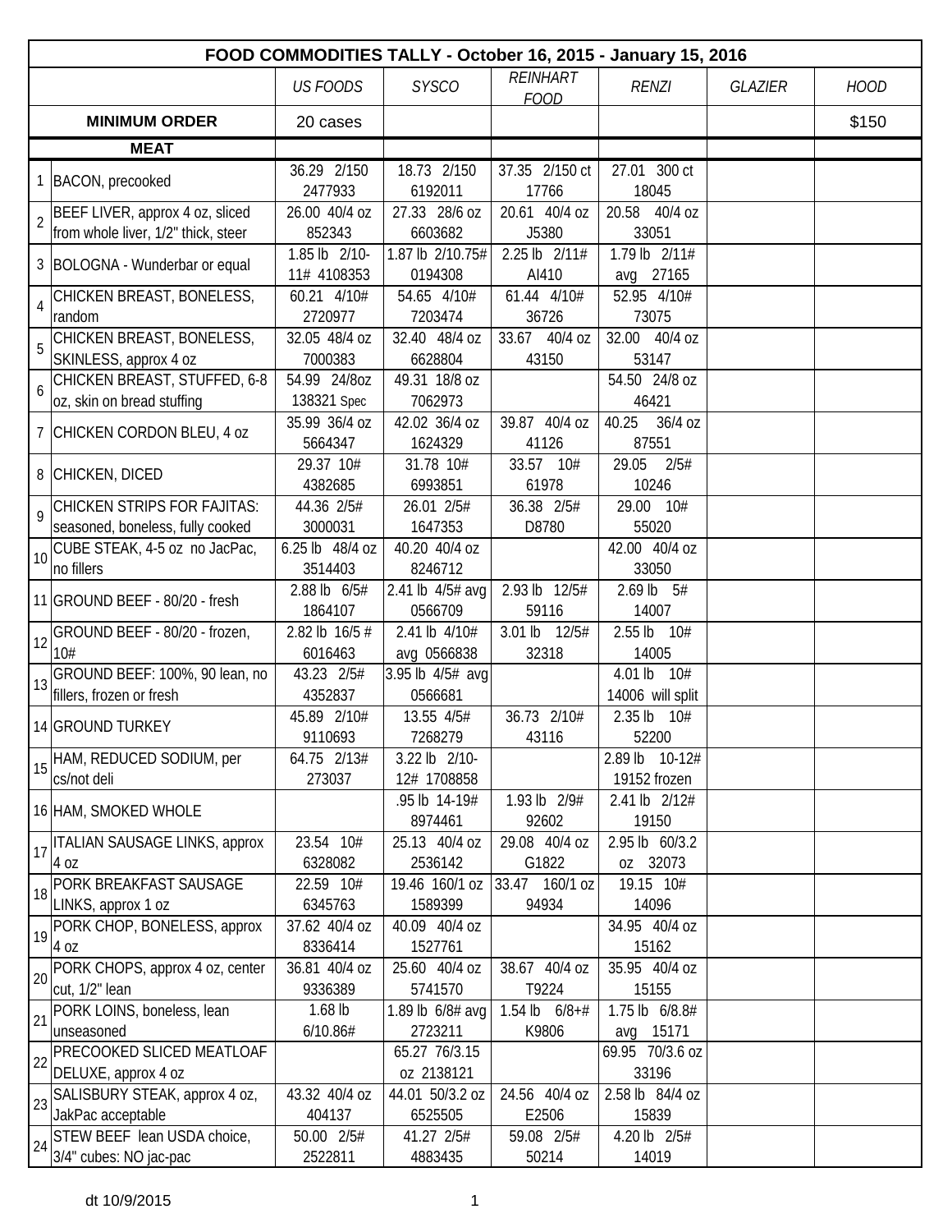# FOOD COMMODITIES TALLY - October 16, 2015 - January 15, 2016

| | | US FOODS | SYSCO | REINHART FOOD | RENZI | GLAZIER | HOOD |
|---|---|---|---|---|---|---|---|
| | **MINIMUM ORDER** | 20 cases | | | | | $150 |
| | **MEAT** | | | | | | |
| 1 | BACON, precooked | 36.29 2/150 2477933 | 18.73 2/150 6192011 | 37.35 2/150 ct 17766 | 27.01 300 ct 18045 | | |
| 2 | BEEF LIVER, approx 4 oz, sliced from whole liver, 1/2" thick, steer | 26.00 40/4 oz 852343 | 27.33 28/6 oz 6603682 | 20.61 40/4 oz J5380 | 20.58 40/4 oz 33051 | | |
| 3 | BOLOGNA - Wunderbar or equal | 1.85 lb 2/10-11# 4108353 | 1.87 lb 2/10.75# 0194308 | 2.25 lb 2/11# AI410 | 1.79 lb 2/11# avg 27165 | | |
| 4 | CHICKEN BREAST, BONELESS, random | 60.21 4/10# 2720977 | 54.65 4/10# 7203474 | 61.44 4/10# 36726 | 52.95 4/10# 73075 | | |
| 5 | CHICKEN BREAST, BONELESS, SKINLESS, approx 4 oz | 32.05 48/4 oz 7000383 | 32.40 48/4 oz 6628804 | 33.67 40/4 oz 43150 | 32.00 40/4 oz 53147 | | |
| 6 | CHICKEN BREAST, STUFFED, 6-8 oz, skin on bread stuffing | 54.99 24/8oz 138321 Spec | 49.31 18/8 oz 7062973 | | 54.50 24/8 oz 46421 | | |
| 7 | CHICKEN CORDON BLEU, 4 oz | 35.99 36/4 oz 5664347 | 42.02 36/4 oz 1624329 | 39.87 40/4 oz 41126 | 40.25 36/4 oz 87551 | | |
| 8 | CHICKEN, DICED | 29.37 10# 4382685 | 31.78 10# 6993851 | 33.57 10# 61978 | 29.05 2/5# 10246 | | |
| 9 | CHICKEN STRIPS FOR FAJITAS: seasoned, boneless, fully cooked | 44.36 2/5# 3000031 | 26.01 2/5# 1647353 | 36.38 2/5# D8780 | 29.00 10# 55020 | | |
| 10 | CUBE STEAK, 4-5 oz no JacPac, no fillers | 6.25 lb 48/4 oz 3514403 | 40.20 40/4 oz 8246712 | | 42.00 40/4 oz 33050 | | |
| 11 | GROUND BEEF - 80/20 - fresh | 2.88 lb 6/5# 1864107 | 2.41 lb 4/5# avg 0566709 | 2.93 lb 12/5# 59116 | 2.69 lb 5# 14007 | | |
| 12 | GROUND BEEF - 80/20 - frozen, 10# | 2.82 lb 16/5 # 6016463 | 2.41 lb 4/10# avg 0566838 | 3.01 lb 12/5# 32318 | 2.55 lb 10# 14005 | | |
| 13 | GROUND BEEF: 100%, 90 lean, no fillers, frozen or fresh | 43.23 2/5# 4352837 | 3.95 lb 4/5# avg 0566681 | | 4.01 lb 10# 14006 will split | | |
| 14 | GROUND TURKEY | 45.89 2/10# 9110693 | 13.55 4/5# 7268279 | 36.73 2/10# 43116 | 2.35 lb 10# 52200 | | |
| 15 | HAM, REDUCED SODIUM, per cs/not deli | 64.75 2/13# 273037 | 3.22 lb 2/10-12# 1708858 | | 2.89 lb 10-12# 19152 frozen | | |
| 16 | HAM, SMOKED WHOLE | | .95 lb 14-19# 8974461 | 1.93 lb 2/9# 92602 | 2.41 lb 2/12# 19150 | | |
| 17 | ITALIAN SAUSAGE LINKS, approx 4 oz | 23.54 10# 6328082 | 25.13 40/4 oz 2536142 | 29.08 40/4 oz G1822 | 2.95 lb 60/3.2 oz 32073 | | |
| 18 | PORK BREAKFAST SAUSAGE LINKS, approx 1 oz | 22.59 10# 6345763 | 19.46 160/1 oz 1589399 | 33.47 160/1 oz 94934 | 19.15 10# 14096 | | |
| 19 | PORK CHOP, BONELESS, approx 4 oz | 37.62 40/4 oz 8336414 | 40.09 40/4 oz 1527761 | | 34.95 40/4 oz 15162 | | |
| 20 | PORK CHOPS, approx 4 oz, center cut, 1/2" lean | 36.81 40/4 oz 9336389 | 25.60 40/4 oz 5741570 | 38.67 40/4 oz T9224 | 35.95 40/4 oz 15155 | | |
| 21 | PORK LOINS, boneless, lean unseasoned | 1.68 lb 6/10.86# | 1.89 lb 6/8# avg 2723211 | 1.54 lb 6/8+# K9806 | 1.75 lb 6/8.8# avg 15171 | | |
| 22 | PRECOOKED SLICED MEATLOAF DELUXE, approx 4 oz | | 65.27 76/3.15 oz 2138121 | | 69.95 70/3.6 oz 33196 | | |
| 23 | SALISBURY STEAK, approx 4 oz, JakPac acceptable | 43.32 40/4 oz 404137 | 44.01 50/3.2 oz 6525505 | 24.56 40/4 oz E2506 | 2.58 lb 84/4 oz 15839 | | |
| 24 | STEW BEEF lean USDA choice, 3/4" cubes: NO jac-pac | 50.00 2/5# 2522811 | 41.27 2/5# 4883435 | 59.08 2/5# 50214 | 4.20 lb 2/5# 14019 | | |

dt 10/9/2015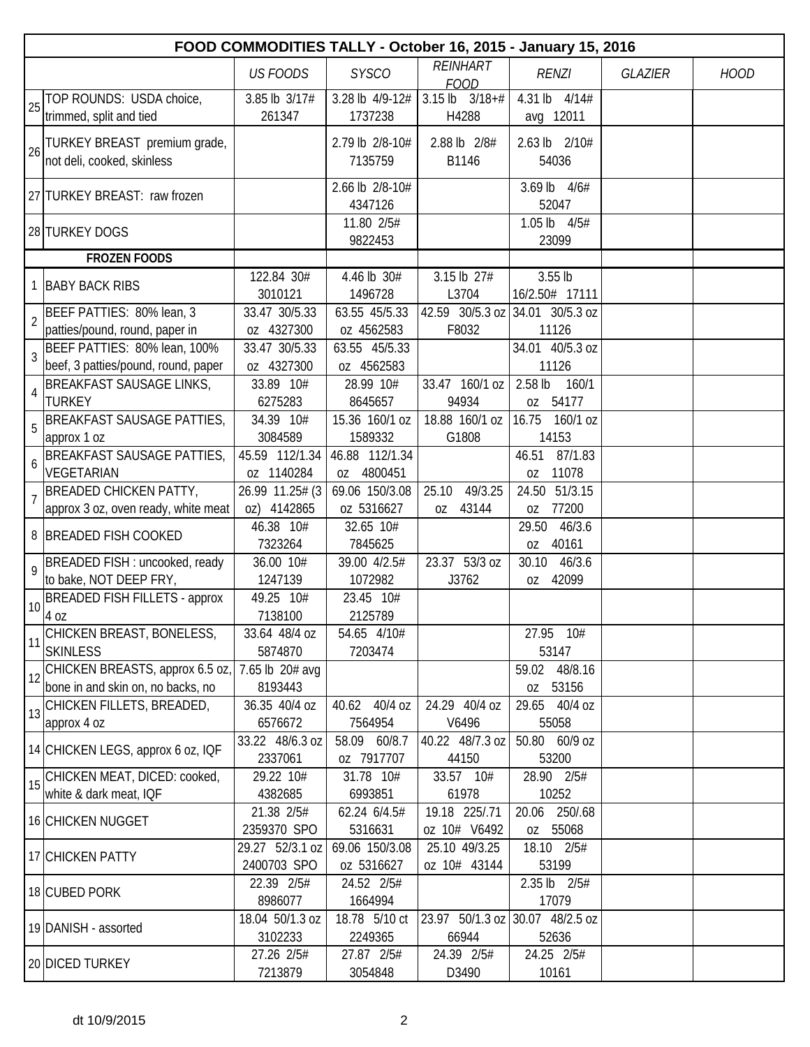| | FOOD COMMODITIES TALLY - October 16, 2015 - January 15, 2016 | | | | | | |
|---|---|---|---|---|---|---|---|
| | | *US FOODS* | *SYSCO* | *REINHART FOOD* | *RENZI* | *GLAZIER* | *HOOD* |
| 25 | TOP ROUNDS: USDA choice, trimmed, split and tied | 3.85 lb 3/17# 261347 | 3.28 lb 4/9-12# 1737238 | 3.15 lb 3/18+# H4288 | 4.31 lb 4/14# avg 12011 | | |
| 26 | TURKEY BREAST premium grade, not deli, cooked, skinless | | 2.79 lb 2/8-10# 7135759 | 2.88 lb 2/8# B1146 | 2.63 lb 2/10# 54036 | | |
| 27 | TURKEY BREAST: raw frozen | | 2.66 lb 2/8-10# 4347126 | | 3.69 lb 4/6# 52047 | | |
| 28 | TURKEY DOGS | | 11.80 2/5# 9822453 | | 1.05 lb 4/5# 23099 | | |
| | **FROZEN FOODS** | | | | | | |
| 1 | BABY BACK RIBS | 122.84 30# 3010121 | 4.46 lb 30# 1496728 | 3.15 lb 27# L3704 | 3.55 lb 16/2.50# 17111 | | |
| 2 | BEEF PATTIES: 80% lean, 3 patties/pound, round, paper in | 33.47 30/5.33 oz 4327300 | 63.55 45/5.33 oz 4562583 | 42.59 30/5.3 oz F8032 | 34.01 30/5.3 oz 11126 | | |
| 3 | BEEF PATTIES: 80% lean, 100% beef, 3 patties/pound, round, paper | 33.47 30/5.33 oz 4327300 | 63.55 45/5.33 oz 4562583 | | 34.01 40/5.3 oz 11126 | | |
| 4 | BREAKFAST SAUSAGE LINKS, TURKEY | 33.89 10# 6275283 | 28.99 10# 8645657 | 33.47 160/1 oz 94934 | 2.58 lb 160/1 oz 54177 | | |
| 5 | BREAKFAST SAUSAGE PATTIES, approx 1 oz | 34.39 10# 3084589 | 15.36 160/1 oz 1589332 | 18.88 160/1 oz G1808 | 16.75 160/1 oz 14153 | | |
| 6 | BREAKFAST SAUSAGE PATTIES, VEGETARIAN | 45.59 112/1.34 oz 1140284 | 46.88 112/1.34 oz 4800451 | | 46.51 87/1.83 oz 11078 | | |
| 7 | BREADED CHICKEN PATTY, approx 3 oz, oven ready, white meat | 26.99 11.25# (3 oz) 4142865 | 69.06 150/3.08 oz 5316627 | 25.10 49/3.25 oz 43144 | 24.50 51/3.15 oz 77200 | | |
| 8 | BREADED FISH COOKED | 46.38 10# 7323264 | 32.65 10# 7845625 | | 29.50 46/3.6 oz 40161 | | |
| 9 | BREADED FISH : uncooked, ready to bake, NOT DEEP FRY, | 36.00 10# 1247139 | 39.00 4/2.5# 1072982 | 23.37 53/3 oz J3762 | 30.10 46/3.6 oz 42099 | | |
| 10 | BREADED FISH FILLETS - approx 4 oz | 49.25 10# 7138100 | 23.45 10# 2125789 | | | | |
| 11 | CHICKEN BREAST, BONELESS, SKINLESS | 33.64 48/4 oz 5874870 | 54.65 4/10# 7203474 | | 27.95 10# 53147 | | |
| 12 | CHICKEN BREASTS, approx 6.5 oz, bone in and skin on, no backs, no | 7.65 lb 20# avg 8193443 | | | 59.02 48/8.16 oz 53156 | | |
| 13 | CHICKEN FILLETS, BREADED, approx 4 oz | 36.35 40/4 oz 6576672 | 40.62 40/4 oz 7564954 | 24.29 40/4 oz V6496 | 29.65 40/4 oz 55058 | | |
| 14 | CHICKEN LEGS, approx 6 oz, IQF | 33.22 48/6.3 oz 2337061 | 58.09 60/8.7 oz 7917707 | 40.22 48/7.3 oz 44150 | 50.80 60/9 oz 53200 | | |
| 15 | CHICKEN MEAT, DICED: cooked, white & dark meat, IQF | 29.22 10# 4382685 | 31.78 10# 6993851 | 33.57 10# 61978 | 28.90 2/5# 10252 | | |
| 16 | CHICKEN NUGGET | 21.38 2/5# 2359370 SPO | 62.24 6/4.5# 5316631 | 19.18 225/.71 oz 10# V6492 | 20.06 250/.68 oz 55068 | | |
| 17 | CHICKEN PATTY | 29.27 52/3.1 oz 2400703 SPO | 69.06 150/3.08 oz 5316627 | 25.10 49/3.25 oz 10# 43144 | 18.10 2/5# 53199 | | |
| 18 | CUBED PORK | 22.39 2/5# 8986077 | 24.52 2/5# 1664994 | | 2.35 lb 2/5# 17079 | | |
| 19 | DANISH - assorted | 18.04 50/1.3 oz 3102233 | 18.78 5/10 ct 2249365 | 23.97 50/1.3 oz 66944 | 30.07 48/2.5 oz 52636 | | |
| 20 | DICED TURKEY | 27.26 2/5# 7213879 | 27.87 2/5# 3054848 | 24.39 2/5# D3490 | 24.25 2/5# 10161 | | |

dt 10/9/2015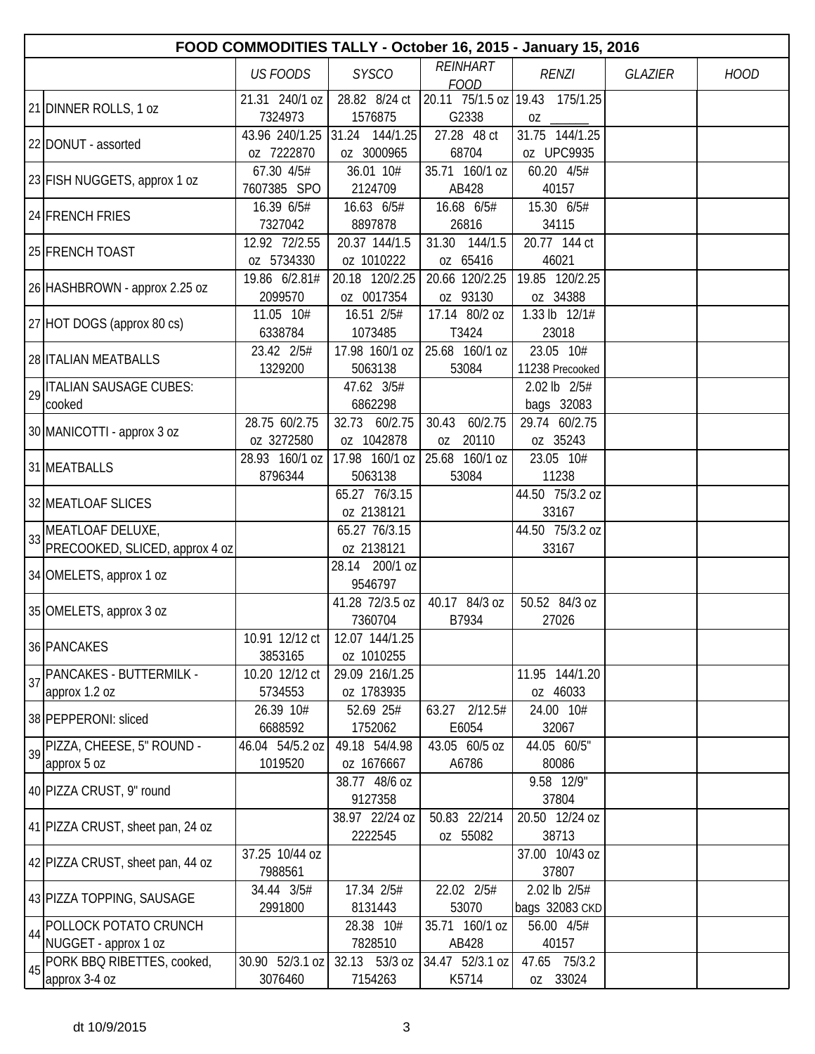| | FOOD COMMODITIES TALLY - October 16, 2015 - January 15, 2016 | | | | | | |
|---|---|---|---|---|---|---|---|
| | | *US FOODS* | *SYSCO* | *REINHART FOOD* | *RENZI* | *GLAZIER* | *HOOD* |
| 21 | DINNER ROLLS, 1 oz | 21.31 240/1 oz 7324973 | 28.82 8/24 ct 1576875 | 20.11 75/1.5 oz G2338 | 19.43 175/1.25 oz ______ | | |
| 22 | DONUT - assorted | 43.96 240/1.25 oz 7222870 | 31.24 144/1.25 oz 3000965 | 27.28 48 ct 68704 | 31.75 144/1.25 oz UPC9935 | | |
| 23 | FISH NUGGETS, approx 1 oz | 67.30 4/5# 7607385 SPO | 36.01 10# 2124709 | 35.71 160/1 oz AB428 | 60.20 4/5# 40157 | | |
| 24 | FRENCH FRIES | 16.39 6/5# 7327042 | 16.63 6/5# 8897878 | 16.68 6/5# 26816 | 15.30 6/5# 34115 | | |
| 25 | FRENCH TOAST | 12.92 72/2.55 oz 5734330 | 20.37 144/1.5 oz 1010222 | 31.30 144/1.5 oz 65416 | 20.77 144 ct 46021 | | |
| 26 | HASHBROWN - approx 2.25 oz | 19.86 6/2.81# 2099570 | 20.18 120/2.25 oz 0017354 | 20.66 120/2.25 oz 93130 | 19.85 120/2.25 oz 34388 | | |
| 27 | HOT DOGS (approx 80 cs) | 11.05 10# 6338784 | 16.51 2/5# 1073485 | 17.14 80/2 oz T3424 | 1.33 lb 12/1# 23018 | | |
| 28 | ITALIAN MEATBALLS | 23.42 2/5# 1329200 | 17.98 160/1 oz 5063138 | 25.68 160/1 oz 53084 | 23.05 10# 11238 Precooked | | |
| 29 | ITALIAN SAUSAGE CUBES: cooked | | 47.62 3/5# 6862298 | | 2.02 lb 2/5# bags 32083 | | |
| 30 | MANICOTTI - approx 3 oz | 28.75 60/2.75 oz 3272580 | 32.73 60/2.75 oz 1042878 | 30.43 60/2.75 oz 20110 | 29.74 60/2.75 oz 35243 | | |
| 31 | MEATBALLS | 28.93 160/1 oz 8796344 | 17.98 160/1 oz 5063138 | 25.68 160/1 oz 53084 | 23.05 10# 11238 | | |
| 32 | MEATLOAF SLICES | | 65.27 76/3.15 oz 2138121 | | 44.50 75/3.2 oz 33167 | | |
| 33 | MEATLOAF DELUXE, PRECOOKED, SLICED, approx 4 oz | | 65.27 76/3.15 oz 2138121 | | 44.50 75/3.2 oz 33167 | | |
| 34 | OMELETS, approx 1 oz | | 28.14 200/1 oz 9546797 | | | | |
| 35 | OMELETS, approx 3 oz | | 41.28 72/3.5 oz 7360704 | 40.17 84/3 oz B7934 | 50.52 84/3 oz 27026 | | |
| 36 | PANCAKES | 10.91 12/12 ct 3853165 | 12.07 144/1.25 oz 1010255 | | | | |
| 37 | PANCAKES - BUTTERMILK - approx 1.2 oz | 10.20 12/12 ct 5734553 | 29.09 216/1.25 oz 1783935 | | 11.95 144/1.20 oz 46033 | | |
| 38 | PEPPERONI: sliced | 26.39 10# 6688592 | 52.69 25# 1752062 | 63.27 2/12.5# E6054 | 24.00 10# 32067 | | |
| 39 | PIZZA, CHEESE, 5" ROUND - approx 5 oz | 46.04 54/5.2 oz 1019520 | 49.18 54/4.98 oz 1676667 | 43.05 60/5 oz A6786 | 44.05 60/5" 80086 | | |
| 40 | PIZZA CRUST, 9" round | | 38.77 48/6 oz 9127358 | | 9.58 12/9" 37804 | | |
| 41 | PIZZA CRUST, sheet pan, 24 oz | | 38.97 22/24 oz 2222545 | 50.83 22/214 oz 55082 | 20.50 12/24 oz 38713 | | |
| 42 | PIZZA CRUST, sheet pan, 44 oz | 37.25 10/44 oz 7988561 | | | 37.00 10/43 oz 37807 | | |
| 43 | PIZZA TOPPING, SAUSAGE | 34.44 3/5# 2991800 | 17.34 2/5# 8131443 | 22.02 2/5# 53070 | 2.02 lb 2/5# bags 32083 CKD | | |
| 44 | POLLOCK POTATO CRUNCH NUGGET - approx 1 oz | | 28.38 10# 7828510 | 35.71 160/1 oz AB428 | 56.00 4/5# 40157 | | |
| 45 | PORK BBQ RIBETTES, cooked, approx 3-4 oz | 30.90 52/3.1 oz 3076460 | 32.13 53/3 oz 7154263 | 34.47 52/3.1 oz K5714 | 47.65 75/3.2 oz 33024 | | |

dt 10/9/2015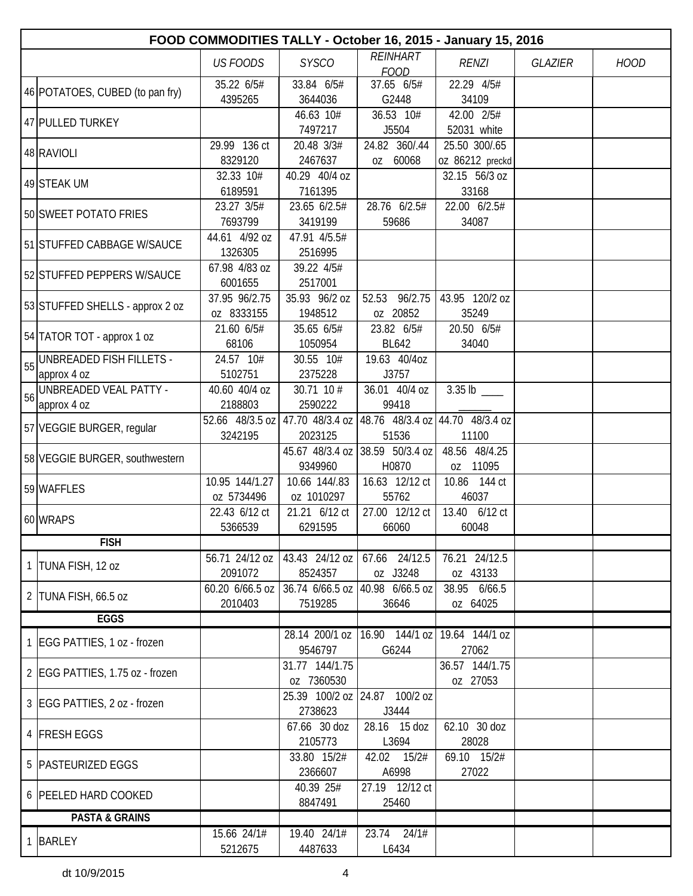| | FOOD COMMODITIES TALLY - October 16, 2015 - January 15, 2016 | | | | | | |
|---|---|---|---|---|---|---|---|
| | | *US FOODS* | *SYSCO* | *REINHART FOOD* | *RENZI* | *GLAZIER* | *HOOD* |
| 46 | POTATOES, CUBED (to pan fry) | 35.22 6/5# 4395265 | 33.84 6/5# 3644036 | 37.65 6/5# G2448 | 22.29 4/5# 34109 | | |
| 47 | PULLED TURKEY | | 46.63 10# 7497217 | 36.53 10# J5504 | 42.00 2/5# 52031 white | | |
| 48 | RAVIOLI | 29.99 136 ct 8329120 | 20.48 3/3# 2467637 | 24.82 360/.44 oz 60068 | 25.50 300/.65 oz 86212 preckd | | |
| 49 | STEAK UM | 32.33 10# 6189591 | 40.29 40/4 oz 7161395 | | 32.15 56/3 oz 33168 | | |
| 50 | SWEET POTATO FRIES | 23.27 3/5# 7693799 | 23.65 6/2.5# 3419199 | 28.76 6/2.5# 59686 | 22.00 6/2.5# 34087 | | |
| 51 | STUFFED CABBAGE W/SAUCE | 44.61 4/92 oz 1326305 | 47.91 4/5.5# 2516995 | | | | |
| 52 | STUFFED PEPPERS W/SAUCE | 67.98 4/83 oz 6001655 | 39.22 4/5# 2517001 | | | | |
| 53 | STUFFED SHELLS - approx 2 oz | 37.95 96/2.75 oz 8333155 | 35.93 96/2 oz 1948512 | 52.53 96/2.75 oz 20852 | 43.95 120/2 oz 35249 | | |
| 54 | TATOR TOT - approx 1 oz | 21.60 6/5# 68106 | 35.65 6/5# 1050954 | 23.82 6/5# BL642 | 20.50 6/5# 34040 | | |
| 55 | UNBREADED FISH FILLETS - approx 4 oz | 24.57 10# 5102751 | 30.55 10# 2375228 | 19.63 40/4oz J3757 | | | |
| 56 | UNBREADED VEAL PATTY - approx 4 oz | 40.60 40/4 oz 2188803 | 30.71 10 # 2590222 | 36.01 40/4 oz 99418 | 3.35 lb ____ ______ | | |
| 57 | VEGGIE BURGER, regular | 52.66 48/3.5 oz 3242195 | 47.70 48/3.4 oz 2023125 | 48.76 48/3.4 oz 51536 | 44.70 48/3.4 oz 11100 | | |
| 58 | VEGGIE BURGER, southwestern | | 45.67 48/3.4 oz 9349960 | 38.59 50/3.4 oz H0870 | 48.56 48/4.25 oz 11095 | | |
| 59 | WAFFLES | 10.95 144/1.27 oz 5734496 | 10.66 144/.83 oz 1010297 | 16.63 12/12 ct 55762 | 10.86 144 ct 46037 | | |
| 60 | WRAPS | 22.43 6/12 ct 5366539 | 21.21 6/12 ct 6291595 | 27.00 12/12 ct 66060 | 13.40 6/12 ct 60048 | | |
| | **FISH** | | | | | | |
| 1 | TUNA FISH, 12 oz | 56.71 24/12 oz 2091072 | 43.43 24/12 oz 8524357 | 67.66 24/12.5 oz J3248 | 76.21 24/12.5 oz 43133 | | |
| 2 | TUNA FISH, 66.5 oz | 60.20 6/66.5 oz 2010403 | 36.74 6/66.5 oz 7519285 | 40.98 6/66.5 oz 36646 | 38.95 6/66.5 oz 64025 | | |
| | **EGGS** | | | | | | |
| 1 | EGG PATTIES, 1 oz - frozen | | 28.14 200/1 oz 9546797 | 16.90 144/1 oz G6244 | 19.64 144/1 oz 27062 | | |
| 2 | EGG PATTIES, 1.75 oz - frozen | | 31.77 144/1.75 oz 7360530 | | 36.57 144/1.75 oz 27053 | | |
| 3 | EGG PATTIES, 2 oz - frozen | | 25.39 100/2 oz 2738623 | 24.87 100/2 oz J3444 | | | |
| 4 | FRESH EGGS | | 67.66 30 doz 2105773 | 28.16 15 doz L3694 | 62.10 30 doz 28028 | | |
| 5 | PASTEURIZED EGGS | | 33.80 15/2# 2366607 | 42.02 15/2# A6998 | 69.10 15/2# 27022 | | |
| 6 | PEELED HARD COOKED | | 40.39 25# 8847491 | 27.19 12/12 ct 25460 | | | |
| | **PASTA & GRAINS** | | | | | | |
| 1 | BARLEY | 15.66 24/1# 5212675 | 19.40 24/1# 4487633 | 23.74 24/1# L6434 | | | |

dt 10/9/2015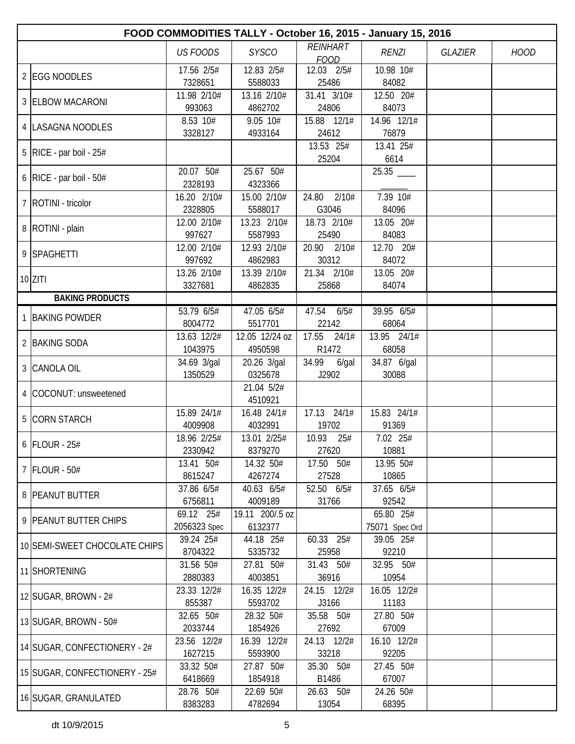| FOOD COMMODITIES TALLY - October 16, 2015 - January 15, 2016 | | | | | | | | |
|---|---|---|---|---|---|---|---|---|
| | | *US FOODS* | *SYSCO* | *REINHART FOOD* | *RENZI* | *GLAZIER* | *HOOD* |
| 2 | EGG NOODLES | 17.56 2/5# 7328651 | 12.83 2/5# 5588033 | 12.03 2/5# 25486 | 10.98 10# 84082 | | |
| 3 | ELBOW MACARONI | 11.98 2/10# 993063 | 13.16 2/10# 4862702 | 31.41 3/10# 24806 | 12.50 20# 84073 | | |
| 4 | LASAGNA NOODLES | 8.53 10# 3328127 | 9.05 10# 4933164 | 15.88 12/1# 24612 | 14.96 12/1# 76879 | | |
| 5 | RICE - par boil - 25# | | | 13.53 25# 25204 | 13.41 25# 6614 | | |
| 6 | RICE - par boil - 50# | 20.07 50# 2328193 | 25.67 50# 4323366 | | 25.35 ____ ______ | | |
| 7 | ROTINI - tricolor | 16.20 2/10# 2328805 | 15.00 2/10# 5588017 | 24.80 2/10# G3046 | 7.39 10# 84096 | | |
| 8 | ROTINI - plain | 12.00 2/10# 997627 | 13.23 2/10# 5587993 | 18.73 2/10# 25490 | 13.05 20# 84083 | | |
| 9 | SPAGHETTI | 12.00 2/10# 997692 | 12.93 2/10# 4862983 | 20.90 2/10# 30312 | 12.70 20# 84072 | | |
| 10 | ZITI | 13.26 2/10# 3327681 | 13.39 2/10# 4862835 | 21.34 2/10# 25868 | 13.05 20# 84074 | | |
| | **BAKING PRODUCTS** | | | | | | |
| 1 | BAKING POWDER | 53.79 6/5# 8004772 | 47.05 6/5# 5517701 | 47.54 6/5# 22142 | 39.95 6/5# 68064 | | |
| 2 | BAKING SODA | 13.63 12/2# 1043975 | 12.05 12/24 oz 4950598 | 17.55 24/1# R1472 | 13.95 24/1# 68058 | | |
| 3 | CANOLA OIL | 34.69 3/gal 1350529 | 20.26 3/gal 0325678 | 34.99 6/gal J2902 | 34.87 6/gal 30088 | | |
| 4 | COCONUT: unsweetened | | 21.04 5/2# 4510921 | | | | |
| 5 | CORN STARCH | 15.89 24/1# 4009908 | 16.48 24/1# 4032991 | 17.13 24/1# 19702 | 15.83 24/1# 91369 | | |
| 6 | FLOUR - 25# | 18.96 2/25# 2330942 | 13.01 2/25# 8379270 | 10.93 25# 27620 | 7.02 25# 10881 | | |
| 7 | FLOUR - 50# | 13.41 50# 8615247 | 14.32 50# 4267274 | 17.50 50# 27528 | 13.95 50# 10865 | | |
| 8 | PEANUT BUTTER | 37.86 6/5# 6756811 | 40.63 6/5# 4009189 | 52.50 6/5# 31766 | 37.65 6/5# 92542 | | |
| 9 | PEANUT BUTTER CHIPS | 69.12 25# 2056323 Spec | 19.11 200/.5 oz 6132377 | | 65.80 25# 75071 Spec Ord | | |
| 10 | SEMI-SWEET CHOCOLATE CHIPS | 39.24 25# 8704322 | 44.18 25# 5335732 | 60.33 25# 25958 | 39.05 25# 92210 | | |
| 11 | SHORTENING | 31.56 50# 2880383 | 27.81 50# 4003851 | 31.43 50# 36916 | 32.95 50# 10954 | | |
| 12 | SUGAR, BROWN - 2# | 23.33 12/2# 855387 | 16.35 12/2# 5593702 | 24.15 12/2# J3166 | 16.05 12/2# 11183 | | |
| 13 | SUGAR, BROWN - 50# | 32.65 50# 2033744 | 28.32 50# 1854926 | 35.58 50# 27692 | 27.80 50# 67009 | | |
| 14 | SUGAR, CONFECTIONERY - 2# | 23.56 12/2# 1627215 | 16.39 12/2# 5593900 | 24.13 12/2# 33218 | 16.10 12/2# 92205 | | |
| 15 | SUGAR, CONFECTIONERY - 25# | 33.32 50# 6418669 | 27.87 50# 1854918 | 35.30 50# B1486 | 27.45 50# 67007 | | |
| 16 | SUGAR, GRANULATED | 28.76 50# 8383283 | 22.69 50# 4782694 | 26.63 50# 13054 | 24.26 50# 68395 | | |

dt 10/9/2015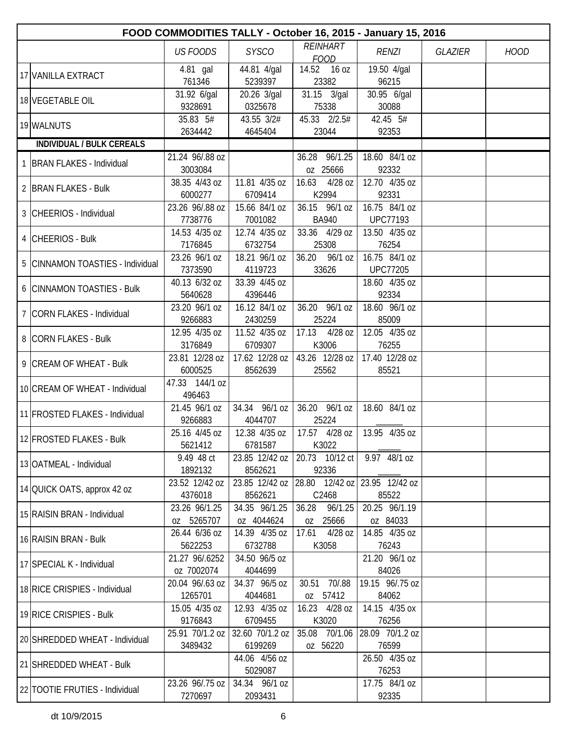| FOOD COMMODITIES TALLY - October 16, 2015 - January 15, 2016 | | | | | | | |
|---|---|---|---|---|---|---|---|
| | | *US FOODS* | *SYSCO* | *REINHART FOOD* | *RENZI* | *GLAZIER* | *HOOD* |
| 17 | VANILLA EXTRACT | 4.81 gal 761346 | 44.81 4/gal 5239397 | 14.52 16 oz 23382 | 19.50 4/gal 96215 | | |
| 18 | VEGETABLE OIL | 31.92 6/gal 9328691 | 20.26 3/gal 0325678 | 31.15 3/gal 75338 | 30.95 6/gal 30088 | | |
| 19 | WALNUTS | 35.83 5# 2634442 | 43.55 3/2# 4645404 | 45.33 2/2.5# 23044 | 42.45 5# 92353 | | |
| | **INDIVIDUAL / BULK CEREALS** | | | | | | |
| 1 | BRAN FLAKES - Individual | 21.24 96/.88 oz 3003084 | | 36.28 96/1.25 oz 25666 | 18.60 84/1 oz 92332 | | |
| 2 | BRAN FLAKES - Bulk | 38.35 4/43 oz 6000277 | 11.81 4/35 oz 6709414 | 16.63 4/28 oz K2994 | 12.70 4/35 oz 92331 | | |
| 3 | CHEERIOS - Individual | 23.26 96/.88 oz 7738776 | 15.66 84/1 oz 7001082 | 36.15 96/1 oz BA940 | 16.75 84/1 oz UPC77193 | | |
| 4 | CHEERIOS - Bulk | 14.53 4/35 oz 7176845 | 12.74 4/35 oz 6732754 | 33.36 4/29 oz 25308 | 13.50 4/35 oz 76254 | | |
| 5 | CINNAMON TOASTIES - Individual | 23.26 96/1 oz 7373590 | 18.21 96/1 oz 4119723 | 36.20 96/1 oz 33626 | 16.75 84/1 oz UPC77205 | | |
| 6 | CINNAMON TOASTIES - Bulk | 40.13 6/32 oz 5640628 | 33.39 4/45 oz 4396446 | | 18.60 4/35 oz 92334 | | |
| 7 | CORN FLAKES - Individual | 23.20 96/1 oz 9266883 | 16.12 84/1 oz 2430259 | 36.20 96/1 oz 25224 | 18.60 96/1 oz 85009 | | |
| 8 | CORN FLAKES - Bulk | 12.95 4/35 oz 3176849 | 11.52 4/35 oz 6709307 | 17.13 4/28 oz K3006 | 12.05 4/35 oz 76255 | | |
| 9 | CREAM OF WHEAT - Bulk | 23.81 12/28 oz 6000525 | 17.62 12/28 oz 8562639 | 43.26 12/28 oz 25562 | 17.40 12/28 oz 85521 | | |
| 10 | CREAM OF WHEAT - Individual | 47.33 144/1 oz 496463 | | | | | |
| 11 | FROSTED FLAKES - Individual | 21.45 96/1 oz 9266883 | 34.34 96/1 oz 4044707 | 36.20 96/1 oz 25224 | 18.60 84/1 oz ______ | | |
| 12 | FROSTED FLAKES - Bulk | 25.16 4/45 oz 5621412 | 12.38 4/35 oz 6781587 | 17.57 4/28 oz K3022 | 13.95 4/35 oz _____ | | |
| 13 | OATMEAL - Individual | 9.49 48 ct 1892132 | 23.85 12/42 oz 8562621 | 20.73 10/12 ct 92336 | 9.97 48/1 oz _____ | | |
| 14 | QUICK OATS, approx 42 oz | 23.52 12/42 oz 4376018 | 23.85 12/42 oz 8562621 | 28.80 12/42 oz C2468 | 23.95 12/42 oz 85522 | | |
| 15 | RAISIN BRAN - Individual | 23.26 96/1.25 oz 5265707 | 34.35 96/1.25 oz 4044624 | 36.28 96/1.25 oz 25666 | 20.25 96/1.19 oz 84033 | | |
| 16 | RAISIN BRAN - Bulk | 26.44 6/36 oz 5622253 | 14.39 4/35 oz 6732788 | 17.61 4/28 oz K3058 | 14.85 4/35 oz 76243 | | |
| 17 | SPECIAL K - Individual | 21.27 96/.6252 oz 7002074 | 34.50 96/5 oz 4044699 | | 21.20 96/1 oz 84026 | | |
| 18 | RICE CRISPIES - Individual | 20.04 96/.63 oz 1265701 | 34.37 96/5 oz 4044681 | 30.51 70/.88 oz 57412 | 19.15 96/.75 oz 84062 | | |
| 19 | RICE CRISPIES - Bulk | 15.05 4/35 oz 9176843 | 12.93 4/35 oz 6709455 | 16.23 4/28 oz K3020 | 14.15 4/35 ox 76256 | | |
| 20 | SHREDDED WHEAT - Individual | 25.91 70/1.2 oz 3489432 | 32.60 70/1.2 oz 6199269 | 35.08 70/1.06 oz 56220 | 28.09 70/1.2 oz 76599 | | |
| 21 | SHREDDED WHEAT - Bulk | | 44.06 4/56 oz 5029087 | | 26.50 4/35 oz 76253 | | |
| 22 | TOOTIE FRUTIES - Individual | 23.26 96/.75 oz 7270697 | 34.34 96/1 oz 2093431 | | 17.75 84/1 oz 92335 | | |

dt 10/9/2015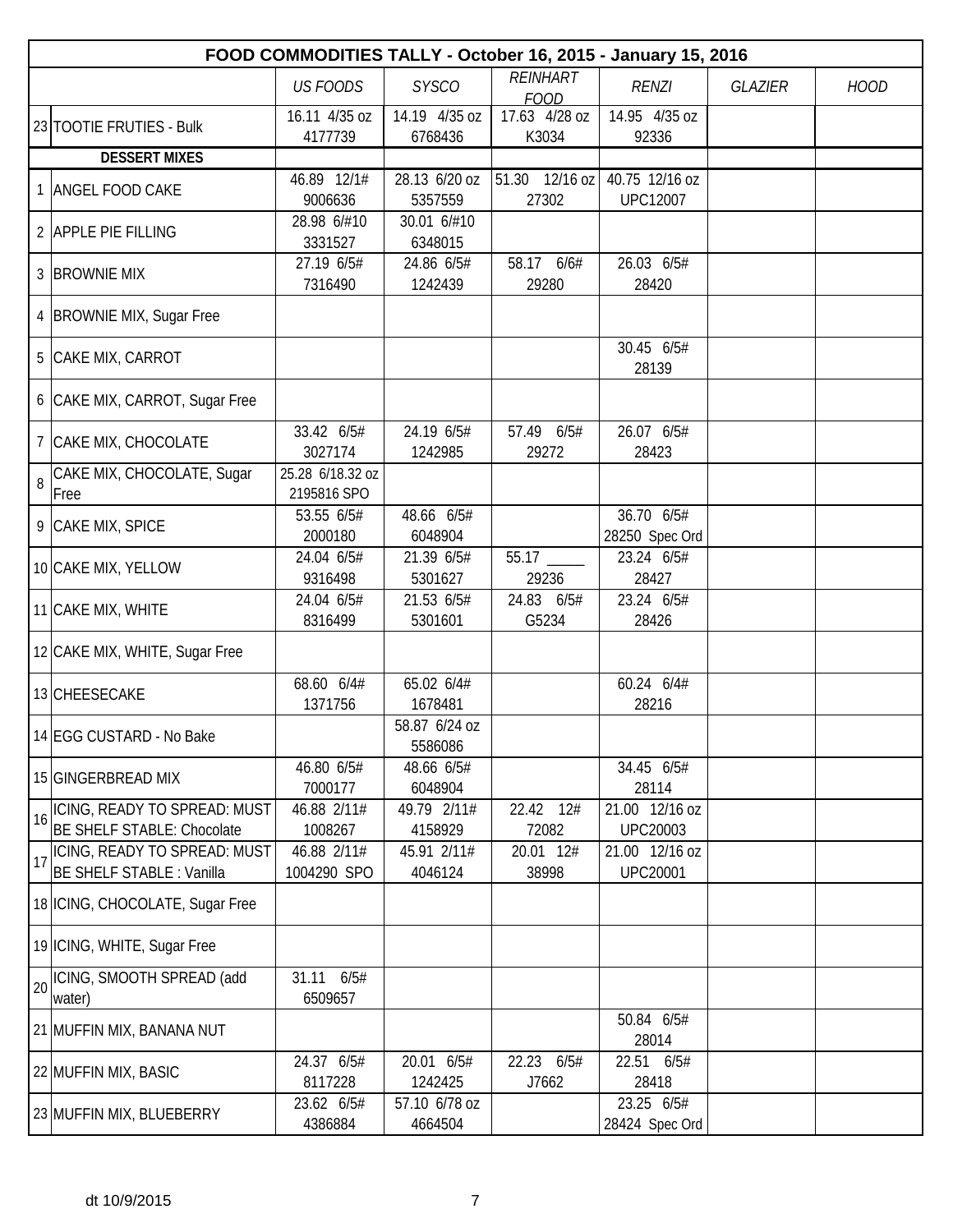| FOOD COMMODITIES TALLY - October 16, 2015 - January 15, 2016 | | | | | | | | |
|---|---|---|---|---|---|---|---|---|
| | | *US FOODS* | *SYSCO* | *REINHART FOOD* | *RENZI* | *GLAZIER* | *HOOD* |
| 23 | TOOTIE FRUTIES - Bulk | 16.11 4/35 oz 4177739 | 14.19 4/35 oz 6768436 | 17.63 4/28 oz K3034 | 14.95 4/35 oz 92336 | | |
| | **DESSERT MIXES** | | | | | | |
| 1 | ANGEL FOOD CAKE | 46.89 12/1# 9006636 | 28.13 6/20 oz 5357559 | 51.30 12/16 oz 27302 | 40.75 12/16 oz UPC12007 | | |
| 2 | APPLE PIE FILLING | 28.98 6/#10 3331527 | 30.01 6/#10 6348015 | | | | |
| 3 | BROWNIE MIX | 27.19 6/5# 7316490 | 24.86 6/5# 1242439 | 58.17 6/6# 29280 | 26.03 6/5# 28420 | | |
| 4 | BROWNIE MIX, Sugar Free | | | | | | |
| 5 | CAKE MIX, CARROT | | | | 30.45 6/5# 28139 | | |
| 6 | CAKE MIX, CARROT, Sugar Free | | | | | | |
| 7 | CAKE MIX, CHOCOLATE | 33.42 6/5# 3027174 | 24.19 6/5# 1242985 | 57.49 6/5# 29272 | 26.07 6/5# 28423 | | |
| 8 | CAKE MIX, CHOCOLATE, Sugar Free | 25.28 6/18.32 oz 2195816 SPO | | | | | |
| 9 | CAKE MIX, SPICE | 53.55 6/5# 2000180 | 48.66 6/5# 6048904 | | 36.70 6/5# 28250 Spec Ord | | |
| 10 | CAKE MIX, YELLOW | 24.04 6/5# 9316498 | 21.39 6/5# 5301627 | 55.17 _____ 29236 | 23.24 6/5# 28427 | | |
| 11 | CAKE MIX, WHITE | 24.04 6/5# 8316499 | 21.53 6/5# 5301601 | 24.83 6/5# G5234 | 23.24 6/5# 28426 | | |
| 12 | CAKE MIX, WHITE, Sugar Free | | | | | | |
| 13 | CHEESECAKE | 68.60 6/4# 1371756 | 65.02 6/4# 1678481 | | 60.24 6/4# 28216 | | |
| 14 | EGG CUSTARD - No Bake | | 58.87 6/24 oz 5586086 | | | | |
| 15 | GINGERBREAD MIX | 46.80 6/5# 7000177 | 48.66 6/5# 6048904 | | 34.45 6/5# 28114 | | |
| 16 | ICING, READY TO SPREAD: MUST BE SHELF STABLE: Chocolate | 46.88 2/11# 1008267 | 49.79 2/11# 4158929 | 22.42 12# 72082 | 21.00 12/16 oz UPC20003 | | |
| 17 | ICING, READY TO SPREAD: MUST BE SHELF STABLE : Vanilla | 46.88 2/11# 1004290 SPO | 45.91 2/11# 4046124 | 20.01 12# 38998 | 21.00 12/16 oz UPC20001 | | |
| 18 | ICING, CHOCOLATE, Sugar Free | | | | | | |
| 19 | ICING, WHITE, Sugar Free | | | | | | |
| 20 | ICING, SMOOTH SPREAD (add water) | 31.11 6/5# 6509657 | | | | | |
| 21 | MUFFIN MIX, BANANA NUT | | | | 50.84 6/5# 28014 | | |
| 22 | MUFFIN MIX, BASIC | 24.37 6/5# 8117228 | 20.01 6/5# 1242425 | 22.23 6/5# J7662 | 22.51 6/5# 28418 | | |
| 23 | MUFFIN MIX, BLUEBERRY | 23.62 6/5# 4386884 | 57.10 6/78 oz 4664504 | | 23.25 6/5# 28424 Spec Ord | | |

dt 10/9/2015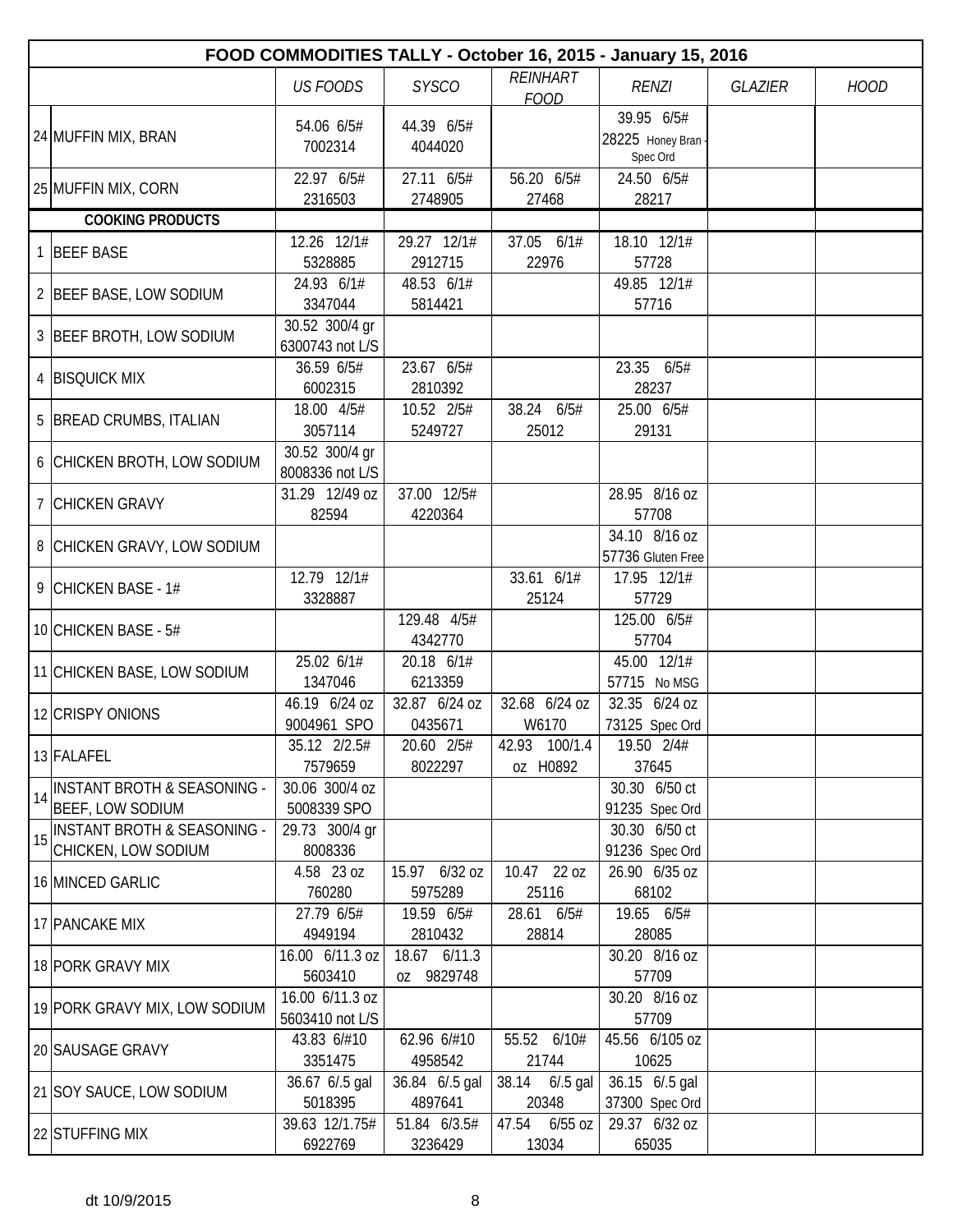| | FOOD COMMODITIES TALLY - October 16, 2015 - January 15, 2016 | | | | | | |
|---|---|---|---|---|---|---|---|
| | | *US FOODS* | *SYSCO* | *REINHART FOOD* | *RENZI* | *GLAZIER* | *HOOD* |
| 24 | MUFFIN MIX, BRAN | 54.06 6/5# 7002314 | 44.39 6/5# 4044020 | | 39.95 6/5# 28225 Honey Bran - Spec Ord | | |
| 25 | MUFFIN MIX, CORN | 22.97 6/5# 2316503 | 27.11 6/5# 2748905 | 56.20 6/5# 27468 | 24.50 6/5# 28217 | | |
| | **COOKING PRODUCTS** | | | | | | |
| 1 | BEEF BASE | 12.26 12/1# 5328885 | 29.27 12/1# 2912715 | 37.05 6/1# 22976 | 18.10 12/1# 57728 | | |
| 2 | BEEF BASE, LOW SODIUM | 24.93 6/1# 3347044 | 48.53 6/1# 5814421 | | 49.85 12/1# 57716 | | |
| 3 | BEEF BROTH, LOW SODIUM | 30.52 300/4 gr 6300743 not L/S | | | | | |
| 4 | BISQUICK MIX | 36.59 6/5# 6002315 | 23.67 6/5# 2810392 | | 23.35 6/5# 28237 | | |
| 5 | BREAD CRUMBS, ITALIAN | 18.00 4/5# 3057114 | 10.52 2/5# 5249727 | 38.24 6/5# 25012 | 25.00 6/5# 29131 | | |
| 6 | CHICKEN BROTH, LOW SODIUM | 30.52 300/4 gr 8008336 not L/S | | | | | |
| 7 | CHICKEN GRAVY | 31.29 12/49 oz 82594 | 37.00 12/5# 4220364 | | 28.95 8/16 oz 57708 | | |
| 8 | CHICKEN GRAVY, LOW SODIUM | | | | 34.10 8/16 oz 57736 Gluten Free | | |
| 9 | CHICKEN BASE - 1# | 12.79 12/1# 3328887 | | 33.61 6/1# 25124 | 17.95 12/1# 57729 | | |
| 10 | CHICKEN BASE - 5# | | 129.48 4/5# 4342770 | | 125.00 6/5# 57704 | | |
| 11 | CHICKEN BASE, LOW SODIUM | 25.02 6/1# 1347046 | 20.18 6/1# 6213359 | | 45.00 12/1# 57715 No MSG | | |
| 12 | CRISPY ONIONS | 46.19 6/24 oz 9004961 SPO | 32.87 6/24 oz 0435671 | 32.68 6/24 oz W6170 | 32.35 6/24 oz 73125 Spec Ord | | |
| 13 | FALAFEL | 35.12 2/2.5# 7579659 | 20.60 2/5# 8022297 | 42.93 100/1.4 oz H0892 | 19.50 2/4# 37645 | | |
| 14 | INSTANT BROTH & SEASONING - BEEF, LOW SODIUM | 30.06 300/4 oz 5008339 SPO | | | 30.30 6/50 ct 91235 Spec Ord | | |
| 15 | INSTANT BROTH & SEASONING - CHICKEN, LOW SODIUM | 29.73 300/4 gr 8008336 | | | 30.30 6/50 ct 91236 Spec Ord | | |
| 16 | MINCED GARLIC | 4.58 23 oz 760280 | 15.97 6/32 oz 5975289 | 10.47 22 oz 25116 | 26.90 6/35 oz 68102 | | |
| 17 | PANCAKE MIX | 27.79 6/5# 4949194 | 19.59 6/5# 2810432 | 28.61 6/5# 28814 | 19.65 6/5# 28085 | | |
| 18 | PORK GRAVY MIX | 16.00 6/11.3 oz 5603410 | 18.67 6/11.3 oz 9829748 | | 30.20 8/16 oz 57709 | | |
| 19 | PORK GRAVY MIX, LOW SODIUM | 16.00 6/11.3 oz 5603410 not L/S | | | 30.20 8/16 oz 57709 | | |
| 20 | SAUSAGE GRAVY | 43.83 6/#10 3351475 | 62.96 6/#10 4958542 | 55.52 6/10# 21744 | 45.56 6/105 oz 10625 | | |
| 21 | SOY SAUCE, LOW SODIUM | 36.67 6/.5 gal 5018395 | 36.84 6/.5 gal 4897641 | 38.14 6/.5 gal 20348 | 36.15 6/.5 gal 37300 Spec Ord | | |
| 22 | STUFFING MIX | 39.63 12/1.75# 6922769 | 51.84 6/3.5# 3236429 | 47.54 6/55 oz 13034 | 29.37 6/32 oz 65035 | | |

dt 10/9/2015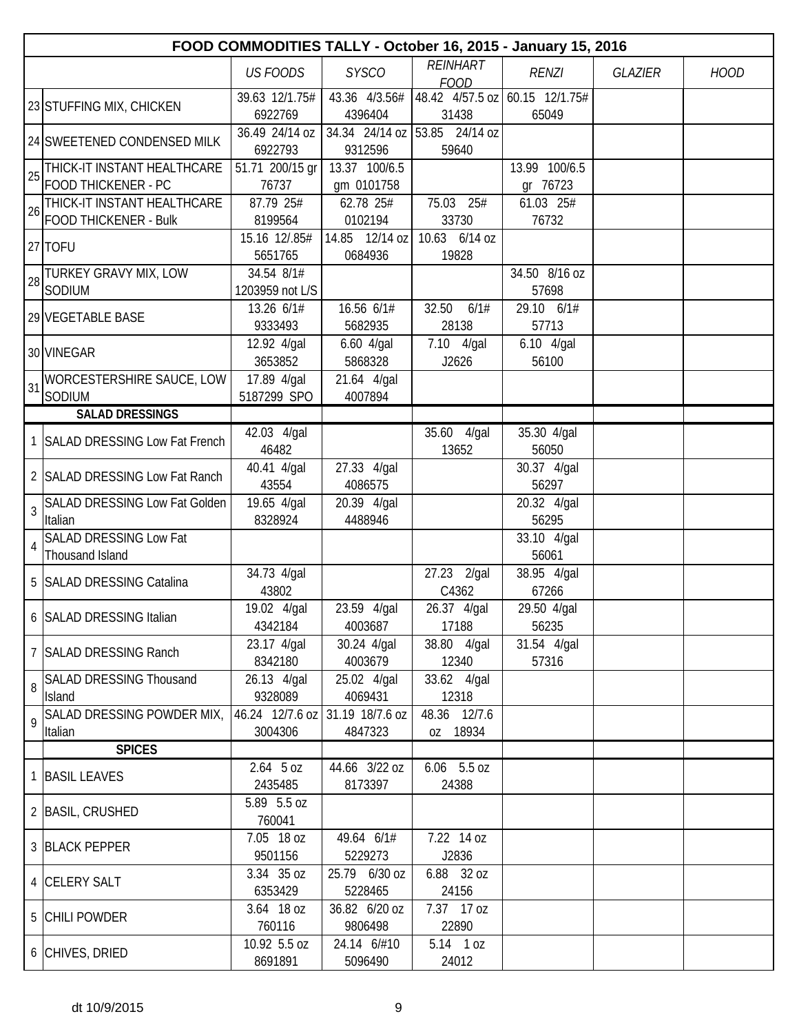| | FOOD COMMODITIES TALLY - October 16, 2015 - January 15, 2016 | | | | | | |
|---|---|---|---|---|---|---|---|
| | | US FOODS | SYSCO | REINHART FOOD | RENZI | GLAZIER | HOOD |
| 23 | STUFFING MIX, CHICKEN | 39.63 12/1.75# 6922769 | 43.36 4/3.56# 4396404 | 48.42 4/57.5 oz 31438 | 60.15 12/1.75# 65049 | | |
| 24 | SWEETENED CONDENSED MILK | 36.49 24/14 oz 6922793 | 34.34 24/14 oz 9312596 | 53.85 24/14 oz 59640 | | | |
| 25 | THICK-IT INSTANT HEALTHCARE FOOD THICKENER - PC | 51.71 200/15 gr 76737 | 13.37 100/6.5 gm 0101758 | | 13.99 100/6.5 gr 76723 | | |
| 26 | THICK-IT INSTANT HEALTHCARE FOOD THICKENER - Bulk | 87.79 25# 8199564 | 62.78 25# 0102194 | 75.03 25# 33730 | 61.03 25# 76732 | | |
| 27 | TOFU | 15.16 12/.85# 5651765 | 14.85 12/14 oz 0684936 | 10.63 6/14 oz 19828 | | | |
| 28 | TURKEY GRAVY MIX, LOW SODIUM | 34.54 8/1# 1203959 not L/S | | | 34.50 8/16 oz 57698 | | |
| 29 | VEGETABLE BASE | 13.26 6/1# 9333493 | 16.56 6/1# 5682935 | 32.50 6/1# 28138 | 29.10 6/1# 57713 | | |
| 30 | VINEGAR | 12.92 4/gal 3653852 | 6.60 4/gal 5868328 | 7.10 4/gal J2626 | 6.10 4/gal 56100 | | |
| 31 | WORCESTERSHIRE SAUCE, LOW SODIUM | 17.89 4/gal 5187299 SPO | 21.64 4/gal 4007894 | | | | |
| | **SALAD DRESSINGS** | | | | | | |
| 1 | SALAD DRESSING Low Fat French | 42.03 4/gal 46482 | | 35.60 4/gal 13652 | 35.30 4/gal 56050 | | |
| 2 | SALAD DRESSING Low Fat Ranch | 40.41 4/gal 43554 | 27.33 4/gal 4086575 | | 30.37 4/gal 56297 | | |
| 3 | SALAD DRESSING Low Fat Golden Italian | 19.65 4/gal 8328924 | 20.39 4/gal 4488946 | | 20.32 4/gal 56295 | | |
| 4 | SALAD DRESSING Low Fat Thousand Island | | | | 33.10 4/gal 56061 | | |
| 5 | SALAD DRESSING Catalina | 34.73 4/gal 43802 | | 27.23 2/gal C4362 | 38.95 4/gal 67266 | | |
| 6 | SALAD DRESSING Italian | 19.02 4/gal 4342184 | 23.59 4/gal 4003687 | 26.37 4/gal 17188 | 29.50 4/gal 56235 | | |
| 7 | SALAD DRESSING Ranch | 23.17 4/gal 8342180 | 30.24 4/gal 4003679 | 38.80 4/gal 12340 | 31.54 4/gal 57316 | | |
| 8 | SALAD DRESSING Thousand Island | 26.13 4/gal 9328089 | 25.02 4/gal 4069431 | 33.62 4/gal 12318 | | | |
| 9 | SALAD DRESSING POWDER MIX, Italian | 46.24 12/7.6 oz 3004306 | 31.19 18/7.6 oz 4847323 | 48.36 12/7.6 oz 18934 | | | |
| | **SPICES** | | | | | | |
| 1 | BASIL LEAVES | 2.64 5 oz 2435485 | 44.66 3/22 oz 8173397 | 6.06 5.5 oz 24388 | | | |
| 2 | BASIL, CRUSHED | 5.89 5.5 oz 760041 | | | | | |
| 3 | BLACK PEPPER | 7.05 18 oz 9501156 | 49.64 6/1# 5229273 | 7.22 14 oz J2836 | | | |
| 4 | CELERY SALT | 3.34 35 oz 6353429 | 25.79 6/30 oz 5228465 | 6.88 32 oz 24156 | | | |
| 5 | CHILI POWDER | 3.64 18 oz 760116 | 36.82 6/20 oz 9806498 | 7.37 17 oz 22890 | | | |
| 6 | CHIVES, DRIED | 10.92 5.5 oz 8691891 | 24.14 6/#10 5096490 | 5.14 1 oz 24012 | | | |

dt 10/9/2015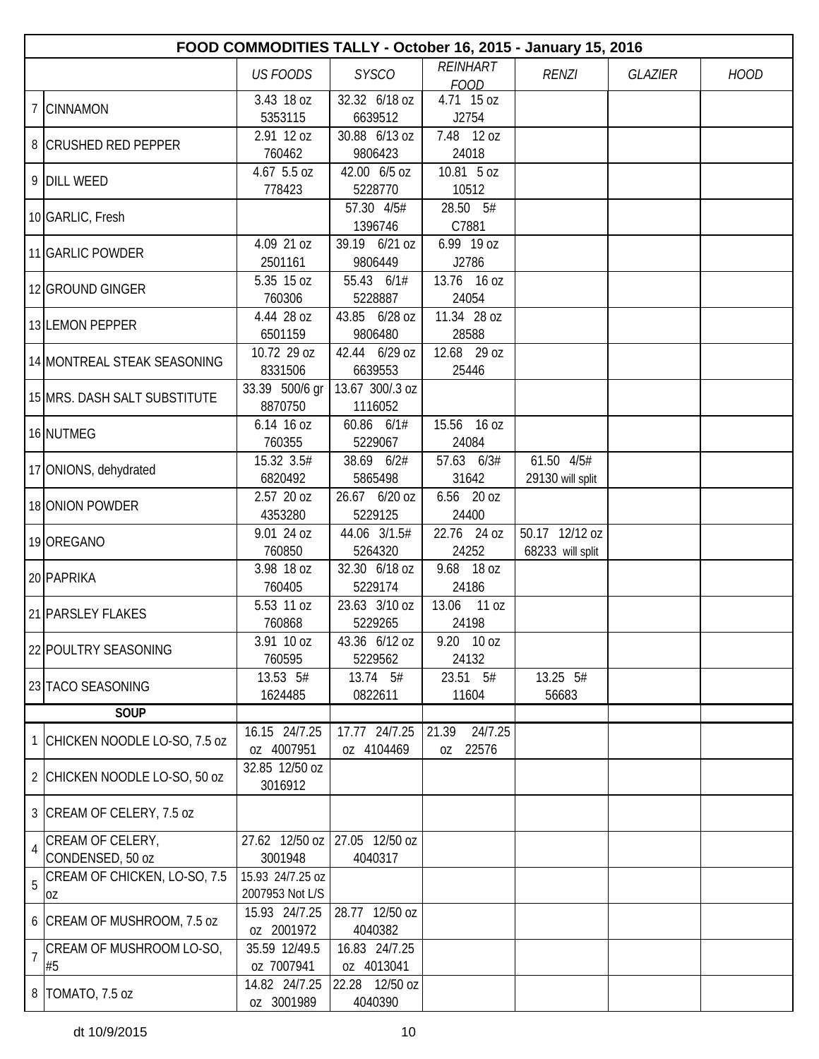| | FOOD COMMODITIES TALLY - October 16, 2015 - January 15, 2016 | | | | | | |
|---|---|---|---|---|---|---|---|
| | | US FOODS | SYSCO | REINHART FOOD | RENZI | GLAZIER | HOOD |
| 7 | CINNAMON | 3.43 18 oz 5353115 | 32.32 6/18 oz 6639512 | 4.71 15 oz J2754 | | | |
| 8 | CRUSHED RED PEPPER | 2.91 12 oz 760462 | 30.88 6/13 oz 9806423 | 7.48 12 oz 24018 | | | |
| 9 | DILL WEED | 4.67 5.5 oz 778423 | 42.00 6/5 oz 5228770 | 10.81 5 oz 10512 | | | |
| 10 | GARLIC, Fresh | | 57.30 4/5# 1396746 | 28.50 5# C7881 | | | |
| 11 | GARLIC POWDER | 4.09 21 oz 2501161 | 39.19 6/21 oz 9806449 | 6.99 19 oz J2786 | | | |
| 12 | GROUND GINGER | 5.35 15 oz 760306 | 55.43 6/1# 5228887 | 13.76 16 oz 24054 | | | |
| 13 | LEMON PEPPER | 4.44 28 oz 6501159 | 43.85 6/28 oz 9806480 | 11.34 28 oz 28588 | | | |
| 14 | MONTREAL STEAK SEASONING | 10.72 29 oz 8331506 | 42.44 6/29 oz 6639553 | 12.68 29 oz 25446 | | | |
| 15 | MRS. DASH SALT SUBSTITUTE | 33.39 500/6 gr 8870750 | 13.67 300/.3 oz 1116052 | | | | |
| 16 | NUTMEG | 6.14 16 oz 760355 | 60.86 6/1# 5229067 | 15.56 16 oz 24084 | | | |
| 17 | ONIONS, dehydrated | 15.32 3.5# 6820492 | 38.69 6/2# 5865498 | 57.63 6/3# 31642 | 61.50 4/5# 29130 will split | | |
| 18 | ONION POWDER | 2.57 20 oz 4353280 | 26.67 6/20 oz 5229125 | 6.56 20 oz 24400 | | | |
| 19 | OREGANO | 9.01 24 oz 760850 | 44.06 3/1.5# 5264320 | 22.76 24 oz 24252 | 50.17 12/12 oz 68233 will split | | |
| 20 | PAPRIKA | 3.98 18 oz 760405 | 32.30 6/18 oz 5229174 | 9.68 18 oz 24186 | | | |
| 21 | PARSLEY FLAKES | 5.53 11 oz 760868 | 23.63 3/10 oz 5229265 | 13.06 11 oz 24198 | | | |
| 22 | POULTRY SEASONING | 3.91 10 oz 760595 | 43.36 6/12 oz 5229562 | 9.20 10 oz 24132 | | | |
| 23 | TACO SEASONING | 13.53 5# 1624485 | 13.74 5# 0822611 | 23.51 5# 11604 | 13.25 5# 56683 | | |
| | **SOUP** | | | | | | |
| 1 | CHICKEN NOODLE LO-SO, 7.5 oz | 16.15 24/7.25 oz 4007951 | 17.77 24/7.25 oz 4104469 | 21.39 24/7.25 oz 22576 | | | |
| 2 | CHICKEN NOODLE LO-SO, 50 oz | 32.85 12/50 oz 3016912 | | | | | |
| 3 | CREAM OF CELERY, 7.5 oz | | | | | | |
| 4 | CREAM OF CELERY, CONDENSED, 50 oz | 27.62 12/50 oz 3001948 | 27.05 12/50 oz 4040317 | | | | |
| 5 | CREAM OF CHICKEN, LO-SO, 7.5 oz | 15.93 24/7.25 oz 2007953 Not L/S | | | | | |
| 6 | CREAM OF MUSHROOM, 7.5 oz | 15.93 24/7.25 oz 2001972 | 28.77 12/50 oz 4040382 | | | | |
| 7 | CREAM OF MUSHROOM LO-SO, #5 | 35.59 12/49.5 oz 7007941 | 16.83 24/7.25 oz 4013041 | | | | |
| 8 | TOMATO, 7.5 oz | 14.82 24/7.25 oz 3001989 | 22.28 12/50 oz 4040390 | | | | |

dt 10/9/2015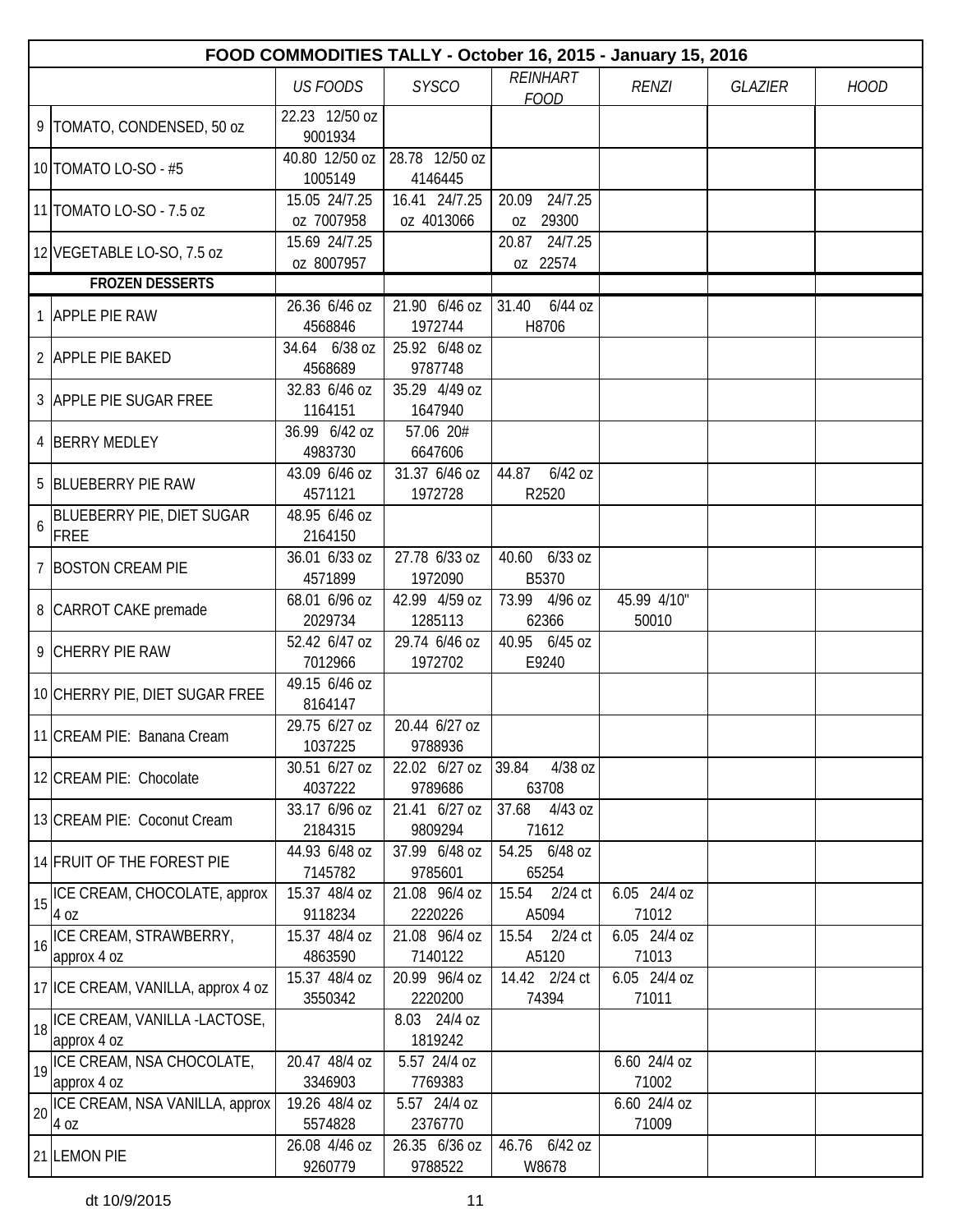| FOOD COMMODITIES TALLY - October 16, 2015 - January 15, 2016 | | | | | | | | |
|---|---|---|---|---|---|---|---|---|
| | | *US FOODS* | *SYSCO* | *REINHART FOOD* | *RENZI* | *GLAZIER* | *HOOD* |
| 9 | TOMATO, CONDENSED, 50 oz | 22.23 12/50 oz 9001934 | | | | | |
| 10 | TOMATO LO-SO - #5 | 40.80 12/50 oz 1005149 | 28.78 12/50 oz 4146445 | | | | |
| 11 | TOMATO LO-SO - 7.5 oz | 15.05 24/7.25 oz 7007958 | 16.41 24/7.25 oz 4013066 | 20.09 24/7.25 oz 29300 | | | |
| 12 | VEGETABLE LO-SO, 7.5 oz | 15.69 24/7.25 oz 8007957 | | 20.87 24/7.25 oz 22574 | | | |
| | **FROZEN DESSERTS** | | | | | | |
| 1 | APPLE PIE RAW | 26.36 6/46 oz 4568846 | 21.90 6/46 oz 1972744 | 31.40 6/44 oz H8706 | | | |
| 2 | APPLE PIE BAKED | 34.64 6/38 oz 4568689 | 25.92 6/48 oz 9787748 | | | | |
| 3 | APPLE PIE SUGAR FREE | 32.83 6/46 oz 1164151 | 35.29 4/49 oz 1647940 | | | | |
| 4 | BERRY MEDLEY | 36.99 6/42 oz 4983730 | 57.06 20# 6647606 | | | | |
| 5 | BLUEBERRY PIE RAW | 43.09 6/46 oz 4571121 | 31.37 6/46 oz 1972728 | 44.87 6/42 oz R2520 | | | |
| 6 | BLUEBERRY PIE, DIET SUGAR FREE | 48.95 6/46 oz 2164150 | | | | | |
| 7 | BOSTON CREAM PIE | 36.01 6/33 oz 4571899 | 27.78 6/33 oz 1972090 | 40.60 6/33 oz B5370 | | | |
| 8 | CARROT CAKE premade | 68.01 6/96 oz 2029734 | 42.99 4/59 oz 1285113 | 73.99 4/96 oz 62366 | 45.99 4/10" 50010 | | |
| 9 | CHERRY PIE RAW | 52.42 6/47 oz 7012966 | 29.74 6/46 oz 1972702 | 40.95 6/45 oz E9240 | | | |
| 10 | CHERRY PIE, DIET SUGAR FREE | 49.15 6/46 oz 8164147 | | | | | |
| 11 | CREAM PIE: Banana Cream | 29.75 6/27 oz 1037225 | 20.44 6/27 oz 9788936 | | | | |
| 12 | CREAM PIE: Chocolate | 30.51 6/27 oz 4037222 | 22.02 6/27 oz 9789686 | 39.84 4/38 oz 63708 | | | |
| 13 | CREAM PIE: Coconut Cream | 33.17 6/96 oz 2184315 | 21.41 6/27 oz 9809294 | 37.68 4/43 oz 71612 | | | |
| 14 | FRUIT OF THE FOREST PIE | 44.93 6/48 oz 7145782 | 37.99 6/48 oz 9785601 | 54.25 6/48 oz 65254 | | | |
| 15 | ICE CREAM, CHOCOLATE, approx 4 oz | 15.37 48/4 oz 9118234 | 21.08 96/4 oz 2220226 | 15.54 2/24 ct A5094 | 6.05 24/4 oz 71012 | | |
| 16 | ICE CREAM, STRAWBERRY, approx 4 oz | 15.37 48/4 oz 4863590 | 21.08 96/4 oz 7140122 | 15.54 2/24 ct A5120 | 6.05 24/4 oz 71013 | | |
| 17 | ICE CREAM, VANILLA, approx 4 oz | 15.37 48/4 oz 3550342 | 20.99 96/4 oz 2220200 | 14.42 2/24 ct 74394 | 6.05 24/4 oz 71011 | | |
| 18 | ICE CREAM, VANILLA -LACTOSE, approx 4 oz | | 8.03 24/4 oz 1819242 | | | | |
| 19 | ICE CREAM, NSA CHOCOLATE, approx 4 oz | 20.47 48/4 oz 3346903 | 5.57 24/4 oz 7769383 | | 6.60 24/4 oz 71002 | | |
| 20 | ICE CREAM, NSA VANILLA, approx 4 oz | 19.26 48/4 oz 5574828 | 5.57 24/4 oz 2376770 | | 6.60 24/4 oz 71009 | | |
| 21 | LEMON PIE | 26.08 4/46 oz 9260779 | 26.35 6/36 oz 9788522 | 46.76 6/42 oz W8678 | | | |

dt 10/9/2015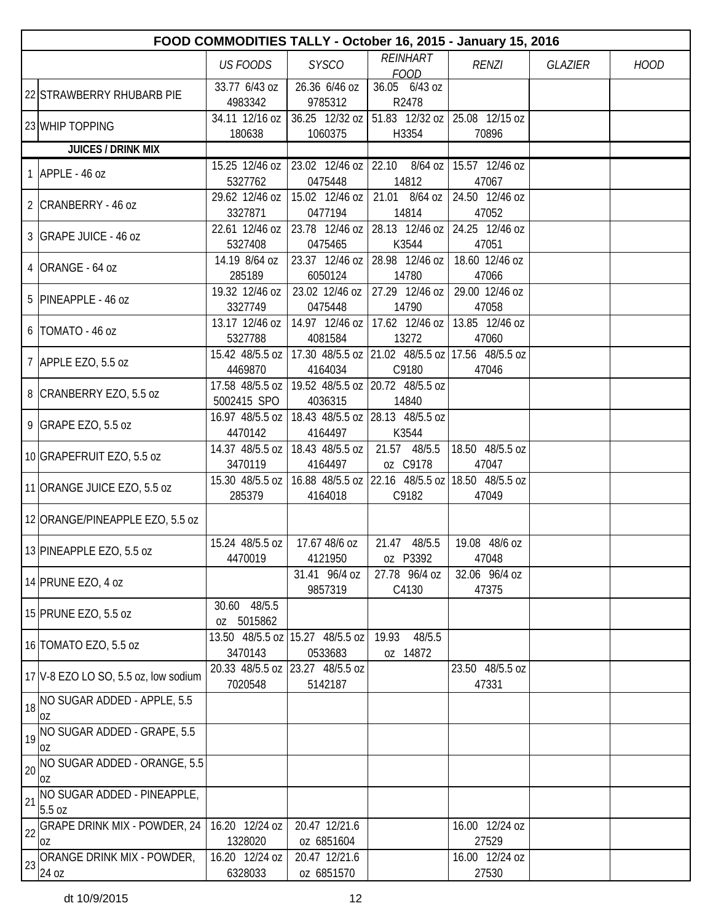# FOOD COMMODITIES TALLY - October 16, 2015 - January 15, 2016

| | | US FOODS | SYSCO | REINHART FOOD | RENZI | GLAZIER | HOOD |
|---|---|---|---|---|---|---|---|
| 22 | STRAWBERRY RHUBARB PIE | 33.77 6/43 oz 4983342 | 26.36 6/46 oz 9785312 | 36.05 6/43 oz R2478 | | | |
| 23 | WHIP TOPPING | 34.11 12/16 oz 180638 | 36.25 12/32 oz 1060375 | 51.83 12/32 oz H3354 | 25.08 12/15 oz 70896 | | |
| | **JUICES / DRINK MIX** | | | | | | |
| 1 | APPLE - 46 oz | 15.25 12/46 oz 5327762 | 23.02 12/46 oz 0475448 | 22.10 8/64 oz 14812 | 15.57 12/46 oz 47067 | | |
| 2 | CRANBERRY - 46 oz | 29.62 12/46 oz 3327871 | 15.02 12/46 oz 0477194 | 21.01 8/64 oz 14814 | 24.50 12/46 oz 47052 | | |
| 3 | GRAPE JUICE - 46 oz | 22.61 12/46 oz 5327408 | 23.78 12/46 oz 0475465 | 28.13 12/46 oz K3544 | 24.25 12/46 oz 47051 | | |
| 4 | ORANGE - 64 oz | 14.19 8/64 oz 285189 | 23.37 12/46 oz 6050124 | 28.98 12/46 oz 14780 | 18.60 12/46 oz 47066 | | |
| 5 | PINEAPPLE - 46 oz | 19.32 12/46 oz 3327749 | 23.02 12/46 oz 0475448 | 27.29 12/46 oz 14790 | 29.00 12/46 oz 47058 | | |
| 6 | TOMATO - 46 oz | 13.17 12/46 oz 5327788 | 14.97 12/46 oz 4081584 | 17.62 12/46 oz 13272 | 13.85 12/46 oz 47060 | | |
| 7 | APPLE EZO, 5.5 oz | 15.42 48/5.5 oz 4469870 | 17.30 48/5.5 oz 4164034 | 21.02 48/5.5 oz C9180 | 17.56 48/5.5 oz 47046 | | |
| 8 | CRANBERRY EZO, 5.5 oz | 17.58 48/5.5 oz 5002415 SPO | 19.52 48/5.5 oz 4036315 | 20.72 48/5.5 oz 14840 | | | |
| 9 | GRAPE EZO, 5.5 oz | 16.97 48/5.5 oz 4470142 | 18.43 48/5.5 oz 4164497 | 28.13 48/5.5 oz K3544 | | | |
| 10 | GRAPEFRUIT EZO, 5.5 oz | 14.37 48/5.5 oz 3470119 | 18.43 48/5.5 oz 4164497 | 21.57 48/5.5 oz C9178 | 18.50 48/5.5 oz 47047 | | |
| 11 | ORANGE JUICE EZO, 5.5 oz | 15.30 48/5.5 oz 285379 | 16.88 48/5.5 oz 4164018 | 22.16 48/5.5 oz C9182 | 18.50 48/5.5 oz 47049 | | |
| 12 | ORANGE/PINEAPPLE EZO, 5.5 oz | | | | | | |
| 13 | PINEAPPLE EZO, 5.5 oz | 15.24 48/5.5 oz 4470019 | 17.67 48/6 oz 4121950 | 21.47 48/5.5 oz P3392 | 19.08 48/6 oz 47048 | | |
| 14 | PRUNE EZO, 4 oz | | 31.41 96/4 oz 9857319 | 27.78 96/4 oz C4130 | 32.06 96/4 oz 47375 | | |
| 15 | PRUNE EZO, 5.5 oz | 30.60 48/5.5 oz 5015862 | | | | | |
| 16 | TOMATO EZO, 5.5 oz | 13.50 48/5.5 oz 3470143 | 15.27 48/5.5 oz 0533683 | 19.93 48/5.5 oz 14872 | | | |
| 17 | V-8 EZO LO SO, 5.5 oz, low sodium | 20.33 48/5.5 oz 7020548 | 23.27 48/5.5 oz 5142187 | | 23.50 48/5.5 oz 47331 | | |
| 18 | NO SUGAR ADDED - APPLE, 5.5 oz | | | | | | |
| 19 | NO SUGAR ADDED - GRAPE, 5.5 oz | | | | | | |
| 20 | NO SUGAR ADDED - ORANGE, 5.5 oz | | | | | | |
| 21 | NO SUGAR ADDED - PINEAPPLE, 5.5 oz | | | | | | |
| 22 | GRAPE DRINK MIX - POWDER, 24 oz | 16.20 12/24 oz 1328020 | 20.47 12/21.6 oz 6851604 | | 16.00 12/24 oz 27529 | | |
| 23 | ORANGE DRINK MIX - POWDER, 24 oz | 16.20 12/24 oz 6328033 | 20.47 12/21.6 oz 6851570 | | 16.00 12/24 oz 27530 | | |

dt 10/9/2015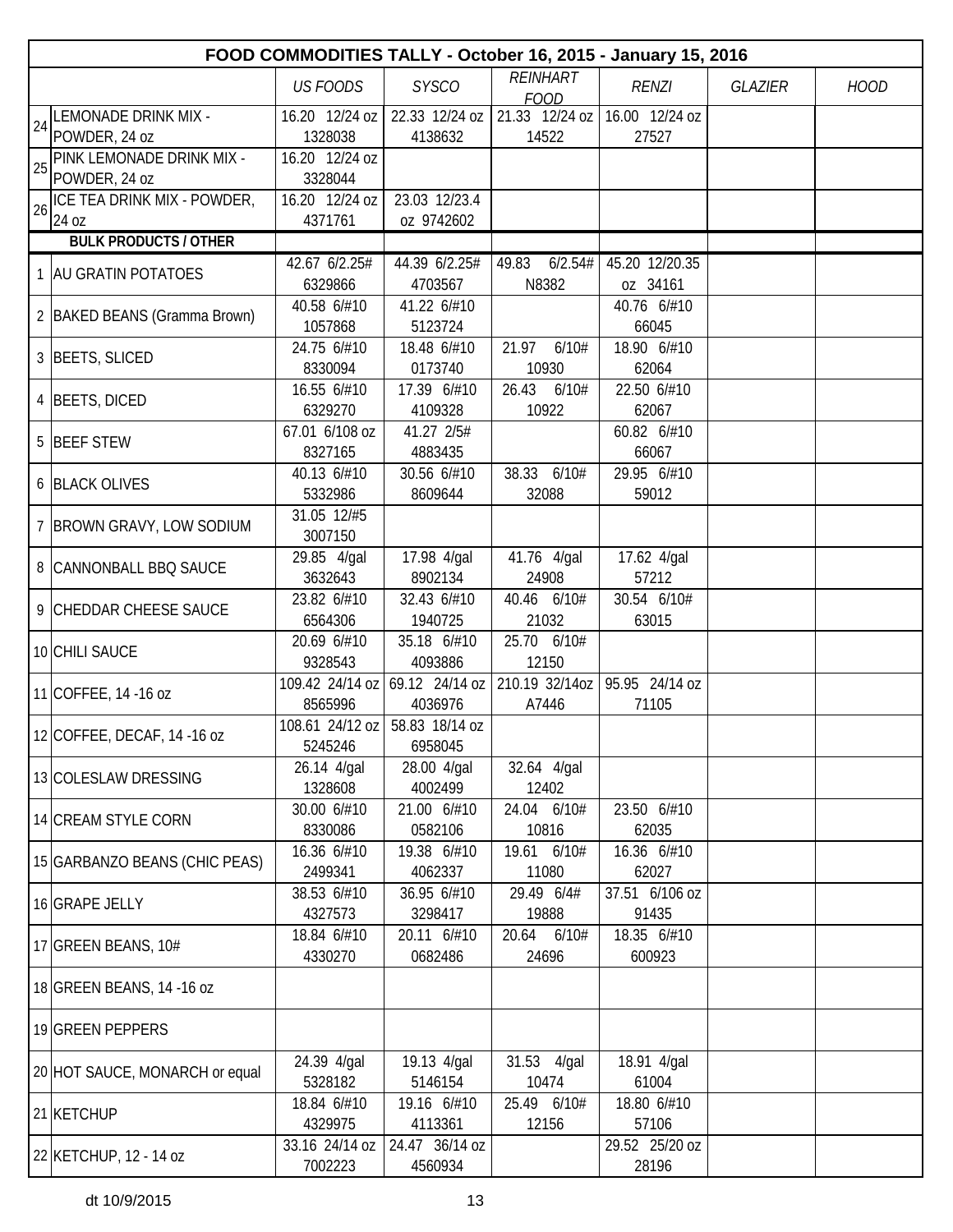| FOOD COMMODITIES TALLY - October 16, 2015 - January 15, 2016 | | | | | | | |
|---|---|---|---|---|---|---|---|
| | | *US FOODS* | *SYSCO* | *REINHART FOOD* | *RENZI* | *GLAZIER* | *HOOD* |
| 24 | LEMONADE DRINK MIX - POWDER, 24 oz | 16.20 12/24 oz 1328038 | 22.33 12/24 oz 4138632 | 21.33 12/24 oz 14522 | 16.00 12/24 oz 27527 | | |
| 25 | PINK LEMONADE DRINK MIX - POWDER, 24 oz | 16.20 12/24 oz 3328044 | | | | | |
| 26 | ICE TEA DRINK MIX - POWDER, 24 oz | 16.20 12/24 oz 4371761 | 23.03 12/23.4 oz 9742602 | | | | |
| | **BULK PRODUCTS / OTHER** | | | | | | |
| 1 | AU GRATIN POTATOES | 42.67 6/2.25# 6329866 | 44.39 6/2.25# 4703567 | 49.83 6/2.54# N8382 | 45.20 12/20.35 oz 34161 | | |
| 2 | BAKED BEANS (Gramma Brown) | 40.58 6/#10 1057868 | 41.22 6/#10 5123724 | | 40.76 6/#10 66045 | | |
| 3 | BEETS, SLICED | 24.75 6/#10 8330094 | 18.48 6/#10 0173740 | 21.97 6/10# 10930 | 18.90 6/#10 62064 | | |
| 4 | BEETS, DICED | 16.55 6/#10 6329270 | 17.39 6/#10 4109328 | 26.43 6/10# 10922 | 22.50 6/#10 62067 | | |
| 5 | BEEF STEW | 67.01 6/108 oz 8327165 | 41.27 2/5# 4883435 | | 60.82 6/#10 66067 | | |
| 6 | BLACK OLIVES | 40.13 6/#10 5332986 | 30.56 6/#10 8609644 | 38.33 6/10# 32088 | 29.95 6/#10 59012 | | |
| 7 | BROWN GRAVY, LOW SODIUM | 31.05 12/#5 3007150 | | | | | |
| 8 | CANNONBALL BBQ SAUCE | 29.85 4/gal 3632643 | 17.98 4/gal 8902134 | 41.76 4/gal 24908 | 17.62 4/gal 57212 | | |
| 9 | CHEDDAR CHEESE SAUCE | 23.82 6/#10 6564306 | 32.43 6/#10 1940725 | 40.46 6/10# 21032 | 30.54 6/10# 63015 | | |
| 10 | CHILI SAUCE | 20.69 6/#10 9328543 | 35.18 6/#10 4093886 | 25.70 6/10# 12150 | | | |
| 11 | COFFEE, 14 -16 oz | 109.42 24/14 oz 8565996 | 69.12 24/14 oz 4036976 | 210.19 32/14oz A7446 | 95.95 24/14 oz 71105 | | |
| 12 | COFFEE, DECAF, 14 -16 oz | 108.61 24/12 oz 5245246 | 58.83 18/14 oz 6958045 | | | | |
| 13 | COLESLAW DRESSING | 26.14 4/gal 1328608 | 28.00 4/gal 4002499 | 32.64 4/gal 12402 | | | |
| 14 | CREAM STYLE CORN | 30.00 6/#10 8330086 | 21.00 6/#10 0582106 | 24.04 6/10# 10816 | 23.50 6/#10 62035 | | |
| 15 | GARBANZO BEANS (CHIC PEAS) | 16.36 6/#10 2499341 | 19.38 6/#10 4062337 | 19.61 6/10# 11080 | 16.36 6/#10 62027 | | |
| 16 | GRAPE JELLY | 38.53 6/#10 4327573 | 36.95 6/#10 3298417 | 29.49 6/4# 19888 | 37.51 6/106 oz 91435 | | |
| 17 | GREEN BEANS, 10# | 18.84 6/#10 4330270 | 20.11 6/#10 0682486 | 20.64 6/10# 24696 | 18.35 6/#10 600923 | | |
| 18 | GREEN BEANS, 14 -16 oz | | | | | | |
| 19 | GREEN PEPPERS | | | | | | |
| 20 | HOT SAUCE, MONARCH or equal | 24.39 4/gal 5328182 | 19.13 4/gal 5146154 | 31.53 4/gal 10474 | 18.91 4/gal 61004 | | |
| 21 | KETCHUP | 18.84 6/#10 4329975 | 19.16 6/#10 4113361 | 25.49 6/10# 12156 | 18.80 6/#10 57106 | | |
| 22 | KETCHUP, 12 - 14 oz | 33.16 24/14 oz 7002223 | 24.47 36/14 oz 4560934 | | 29.52 25/20 oz 28196 | | |

dt 10/9/2015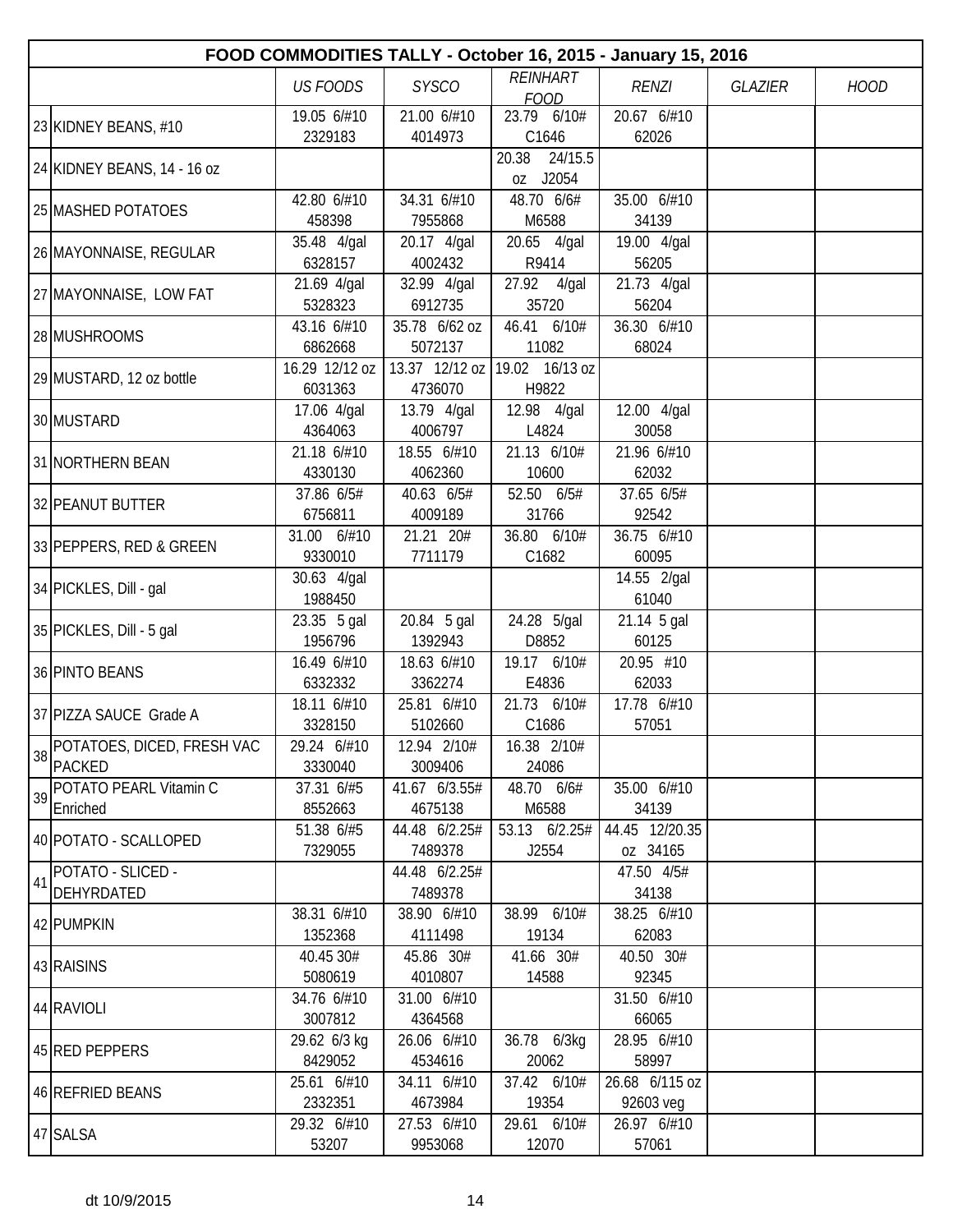| | FOOD COMMODITIES TALLY - October 16, 2015 - January 15, 2016 | | | | | | |
|---|---|---|---|---|---|---|---|
| | | *US FOODS* | *SYSCO* | *REINHART FOOD* | *RENZI* | *GLAZIER* | *HOOD* |
| 23 | KIDNEY BEANS, #10 | 19.05 6/#10 2329183 | 21.00 6/#10 4014973 | 23.79 6/10# C1646 | 20.67 6/#10 62026 | | |
| 24 | KIDNEY BEANS, 14 - 16 oz | | | 20.38 24/15.5 oz J2054 | | | |
| 25 | MASHED POTATOES | 42.80 6/#10 458398 | 34.31 6/#10 7955868 | 48.70 6/6# M6588 | 35.00 6/#10 34139 | | |
| 26 | MAYONNAISE, REGULAR | 35.48 4/gal 6328157 | 20.17 4/gal 4002432 | 20.65 4/gal R9414 | 19.00 4/gal 56205 | | |
| 27 | MAYONNAISE, LOW FAT | 21.69 4/gal 5328323 | 32.99 4/gal 6912735 | 27.92 4/gal 35720 | 21.73 4/gal 56204 | | |
| 28 | MUSHROOMS | 43.16 6/#10 6862668 | 35.78 6/62 oz 5072137 | 46.41 6/10# 11082 | 36.30 6/#10 68024 | | |
| 29 | MUSTARD, 12 oz bottle | 16.29 12/12 oz 6031363 | 13.37 12/12 oz 4736070 | 19.02 16/13 oz H9822 | | | |
| 30 | MUSTARD | 17.06 4/gal 4364063 | 13.79 4/gal 4006797 | 12.98 4/gal L4824 | 12.00 4/gal 30058 | | |
| 31 | NORTHERN BEAN | 21.18 6/#10 4330130 | 18.55 6/#10 4062360 | 21.13 6/10# 10600 | 21.96 6/#10 62032 | | |
| 32 | PEANUT BUTTER | 37.86 6/5# 6756811 | 40.63 6/5# 4009189 | 52.50 6/5# 31766 | 37.65 6/5# 92542 | | |
| 33 | PEPPERS, RED & GREEN | 31.00 6/#10 9330010 | 21.21 20# 7711179 | 36.80 6/10# C1682 | 36.75 6/#10 60095 | | |
| 34 | PICKLES, Dill - gal | 30.63 4/gal 1988450 | | | 14.55 2/gal 61040 | | |
| 35 | PICKLES, Dill - 5 gal | 23.35 5 gal 1956796 | 20.84 5 gal 1392943 | 24.28 5/gal D8852 | 21.14 5 gal 60125 | | |
| 36 | PINTO BEANS | 16.49 6/#10 6332332 | 18.63 6/#10 3362274 | 19.17 6/10# E4836 | 20.95 #10 62033 | | |
| 37 | PIZZA SAUCE Grade A | 18.11 6/#10 3328150 | 25.81 6/#10 5102660 | 21.73 6/10# C1686 | 17.78 6/#10 57051 | | |
| 38 | POTATOES, DICED, FRESH VAC PACKED | 29.24 6/#10 3330040 | 12.94 2/10# 3009406 | 16.38 2/10# 24086 | | | |
| 39 | POTATO PEARL Vitamin C Enriched | 37.31 6/#5 8552663 | 41.67 6/3.55# 4675138 | 48.70 6/6# M6588 | 35.00 6/#10 34139 | | |
| 40 | POTATO - SCALLOPED | 51.38 6/#5 7329055 | 44.48 6/2.25# 7489378 | 53.13 6/2.25# J2554 | 44.45 12/20.35 oz 34165 | | |
| 41 | POTATO - SLICED - DEHYRDATED | | 44.48 6/2.25# 7489378 | | 47.50 4/5# 34138 | | |
| 42 | PUMPKIN | 38.31 6/#10 1352368 | 38.90 6/#10 4111498 | 38.99 6/10# 19134 | 38.25 6/#10 62083 | | |
| 43 | RAISINS | 40.45 30# 5080619 | 45.86 30# 4010807 | 41.66 30# 14588 | 40.50 30# 92345 | | |
| 44 | RAVIOLI | 34.76 6/#10 3007812 | 31.00 6/#10 4364568 | | 31.50 6/#10 66065 | | |
| 45 | RED PEPPERS | 29.62 6/3 kg 8429052 | 26.06 6/#10 4534616 | 36.78 6/3kg 20062 | 28.95 6/#10 58997 | | |
| 46 | REFRIED BEANS | 25.61 6/#10 2332351 | 34.11 6/#10 4673984 | 37.42 6/10# 19354 | 26.68 6/115 oz 92603 veg | | |
| 47 | SALSA | 29.32 6/#10 53207 | 27.53 6/#10 9953068 | 29.61 6/10# 12070 | 26.97 6/#10 57061 | | |

dt 10/9/2015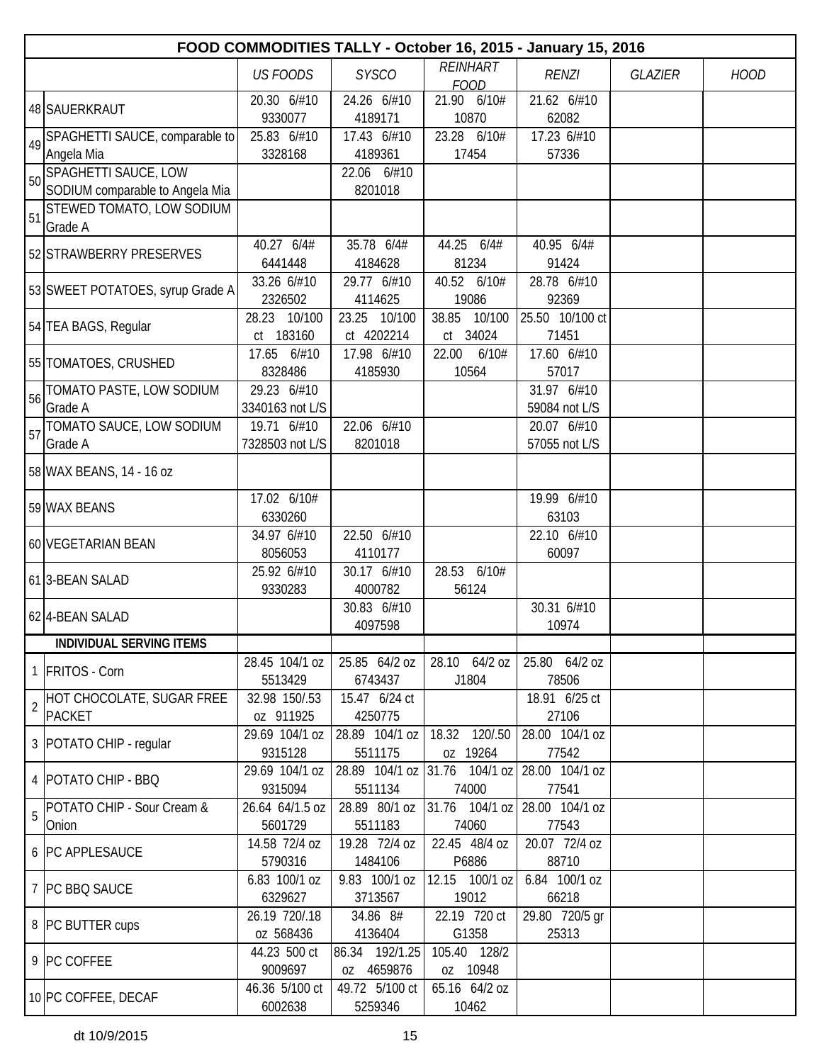| FOOD COMMODITIES TALLY - October 16, 2015 - January 15, 2016 | | | | | | | | |
|---|---|---|---|---|---|---|---|---|
| | | *US FOODS* | *SYSCO* | *REINHART FOOD* | *RENZI* | *GLAZIER* | *HOOD* |
| 48 | SAUERKRAUT | 20.30 6/#10 9330077 | 24.26 6/#10 4189171 | 21.90 6/10# 10870 | 21.62 6/#10 62082 | | |
| 49 | SPAGHETTI SAUCE, comparable to Angela Mia | 25.83 6/#10 3328168 | 17.43 6/#10 4189361 | 23.28 6/10# 17454 | 17.23 6/#10 57336 | | |
| 50 | SPAGHETTI SAUCE, LOW SODIUM comparable to Angela Mia | | 22.06 6/#10 8201018 | | | | |
| 51 | STEWED TOMATO, LOW SODIUM Grade A | | | | | | |
| 52 | STRAWBERRY PRESERVES | 40.27 6/4# 6441448 | 35.78 6/4# 4184628 | 44.25 6/4# 81234 | 40.95 6/4# 91424 | | |
| 53 | SWEET POTATOES, syrup Grade A | 33.26 6/#10 2326502 | 29.77 6/#10 4114625 | 40.52 6/10# 19086 | 28.78 6/#10 92369 | | |
| 54 | TEA BAGS, Regular | 28.23 10/100 ct 183160 | 23.25 10/100 ct 4202214 | 38.85 10/100 ct 34024 | 25.50 10/100 ct 71451 | | |
| 55 | TOMATOES, CRUSHED | 17.65 6/#10 8328486 | 17.98 6/#10 4185930 | 22.00 6/10# 10564 | 17.60 6/#10 57017 | | |
| 56 | TOMATO PASTE, LOW SODIUM Grade A | 29.23 6/#10 3340163 not L/S | | | 31.97 6/#10 59084 not L/S | | |
| 57 | TOMATO SAUCE, LOW SODIUM Grade A | 19.71 6/#10 7328503 not L/S | 22.06 6/#10 8201018 | | 20.07 6/#10 57055 not L/S | | |
| 58 | WAX BEANS, 14 - 16 oz | | | | | | |
| 59 | WAX BEANS | 17.02 6/10# 6330260 | | | 19.99 6/#10 63103 | | |
| 60 | VEGETARIAN BEAN | 34.97 6/#10 8056053 | 22.50 6/#10 4110177 | | 22.10 6/#10 60097 | | |
| 61 | 3-BEAN SALAD | 25.92 6/#10 9330283 | 30.17 6/#10 4000782 | 28.53 6/10# 56124 | | | |
| 62 | 4-BEAN SALAD | | 30.83 6/#10 4097598 | | 30.31 6/#10 10974 | | |
| | **INDIVIDUAL SERVING ITEMS** | | | | | | |
| 1 | FRITOS - Corn | 28.45 104/1 oz 5513429 | 25.85 64/2 oz 6743437 | 28.10 64/2 oz J1804 | 25.80 64/2 oz 78506 | | |
| 2 | HOT CHOCOLATE, SUGAR FREE PACKET | 32.98 150/.53 oz 911925 | 15.47 6/24 ct 4250775 | | 18.91 6/25 ct 27106 | | |
| 3 | POTATO CHIP - regular | 29.69 104/1 oz 9315128 | 28.89 104/1 oz 5511175 | 18.32 120/.50 oz 19264 | 28.00 104/1 oz 77542 | | |
| 4 | POTATO CHIP - BBQ | 29.69 104/1 oz 9315094 | 28.89 104/1 oz 5511134 | 31.76 104/1 oz 74000 | 28.00 104/1 oz 77541 | | |
| 5 | POTATO CHIP - Sour Cream & Onion | 26.64 64/1.5 oz 5601729 | 28.89 80/1 oz 5511183 | 31.76 104/1 oz 74060 | 28.00 104/1 oz 77543 | | |
| 6 | PC APPLESAUCE | 14.58 72/4 oz 5790316 | 19.28 72/4 oz 1484106 | 22.45 48/4 oz P6886 | 20.07 72/4 oz 88710 | | |
| 7 | PC BBQ SAUCE | 6.83 100/1 oz 6329627 | 9.83 100/1 oz 3713567 | 12.15 100/1 oz 19012 | 6.84 100/1 oz 66218 | | |
| 8 | PC BUTTER cups | 26.19 720/.18 oz 568436 | 34.86 8# 4136404 | 22.19 720 ct G1358 | 29.80 720/5 gr 25313 | | |
| 9 | PC COFFEE | 44.23 500 ct 9009697 | 86.34 192/1.25 oz 4659876 | 105.40 128/2 oz 10948 | | | |
| 10 | PC COFFEE, DECAF | 46.36 5/100 ct 6002638 | 49.72 5/100 ct 5259346 | 65.16 64/2 oz 10462 | | | |

dt 10/9/2015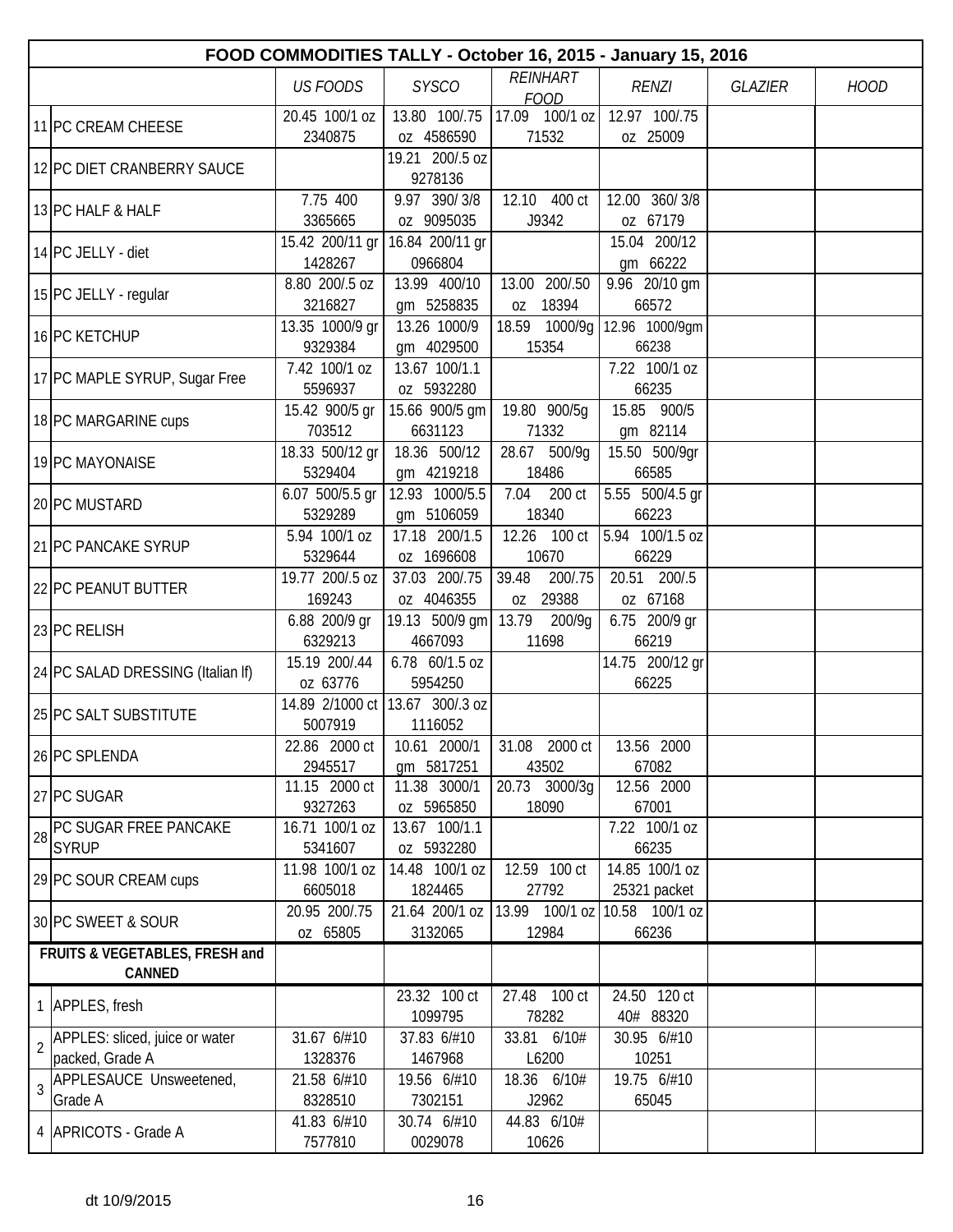| FOOD COMMODITIES TALLY - October 16, 2015 - January 15, 2016 | | | | | | | |
|---|---|---|---|---|---|---|---|
| | | *US FOODS* | *SYSCO* | *REINHART FOOD* | *RENZI* | *GLAZIER* | *HOOD* |
| 11 | PC CREAM CHEESE | 20.45 100/1 oz 2340875 | 13.80 100/.75 oz 4586590 | 17.09 100/1 oz 71532 | 12.97 100/.75 oz 25009 | | |
| 12 | PC DIET CRANBERRY SAUCE | | 19.21 200/.5 oz 9278136 | | | | |
| 13 | PC HALF & HALF | 7.75 400 3365665 | 9.97 390/ 3/8 oz 9095035 | 12.10 400 ct J9342 | 12.00 360/ 3/8 oz 67179 | | |
| 14 | PC JELLY - diet | 15.42 200/11 gr 1428267 | 16.84 200/11 gr 0966804 | | 15.04 200/12 gm 66222 | | |
| 15 | PC JELLY - regular | 8.80 200/.5 oz 3216827 | 13.99 400/10 gm 5258835 | 13.00 200/.50 oz 18394 | 9.96 20/10 gm 66572 | | |
| 16 | PC KETCHUP | 13.35 1000/9 gr 9329384 | 13.26 1000/9 gm 4029500 | 18.59 1000/9g 15354 | 12.96 1000/9gm 66238 | | |
| 17 | PC MAPLE SYRUP, Sugar Free | 7.42 100/1 oz 5596937 | 13.67 100/1.1 oz 5932280 | | 7.22 100/1 oz 66235 | | |
| 18 | PC MARGARINE cups | 15.42 900/5 gr 703512 | 15.66 900/5 gm 6631123 | 19.80 900/5g 71332 | 15.85 900/5 gm 82114 | | |
| 19 | PC MAYONAISE | 18.33 500/12 gr 5329404 | 18.36 500/12 gm 4219218 | 28.67 500/9g 18486 | 15.50 500/9gr 66585 | | |
| 20 | PC MUSTARD | 6.07 500/5.5 gr 5329289 | 12.93 1000/5.5 gm 5106059 | 7.04 200 ct 18340 | 5.55 500/4.5 gr 66223 | | |
| 21 | PC PANCAKE SYRUP | 5.94 100/1 oz 5329644 | 17.18 200/1.5 oz 1696608 | 12.26 100 ct 10670 | 5.94 100/1.5 oz 66229 | | |
| 22 | PC PEANUT BUTTER | 19.77 200/.5 oz 169243 | 37.03 200/.75 oz 4046355 | 39.48 200/.75 oz 29388 | 20.51 200/.5 oz 67168 | | |
| 23 | PC RELISH | 6.88 200/9 gr 6329213 | 19.13 500/9 gm 4667093 | 13.79 200/9g 11698 | 6.75 200/9 gr 66219 | | |
| 24 | PC SALAD DRESSING (Italian lf) | 15.19 200/.44 oz 63776 | 6.78 60/1.5 oz 5954250 | | 14.75 200/12 gr 66225 | | |
| 25 | PC SALT SUBSTITUTE | 14.89 2/1000 ct 5007919 | 13.67 300/.3 oz 1116052 | | | | |
| 26 | PC SPLENDA | 22.86 2000 ct 2945517 | 10.61 2000/1 gm 5817251 | 31.08 2000 ct 43502 | 13.56 2000 67082 | | |
| 27 | PC SUGAR | 11.15 2000 ct 9327263 | 11.38 3000/1 oz 5965850 | 20.73 3000/3g 18090 | 12.56 2000 67001 | | |
| 28 | PC SUGAR FREE PANCAKE SYRUP | 16.71 100/1 oz 5341607 | 13.67 100/1.1 oz 5932280 | | 7.22 100/1 oz 66235 | | |
| 29 | PC SOUR CREAM cups | 11.98 100/1 oz 6605018 | 14.48 100/1 oz 1824465 | 12.59 100 ct 27792 | 14.85 100/1 oz 25321 packet | | |
| 30 | PC SWEET & SOUR | 20.95 200/.75 oz 65805 | 21.64 200/1 oz 3132065 | 13.99 100/1 oz 12984 | 10.58 100/1 oz 66236 | | |
| **FRUITS & VEGETABLES, FRESH and CANNED** | | | | | | | |
| 1 | APPLES, fresh | | 23.32 100 ct 1099795 | 27.48 100 ct 78282 | 24.50 120 ct 40# 88320 | | |
| 2 | APPLES: sliced, juice or water packed, Grade A | 31.67 6/#10 1328376 | 37.83 6/#10 1467968 | 33.81 6/10# L6200 | 30.95 6/#10 10251 | | |
| 3 | APPLESAUCE Unsweetened, Grade A | 21.58 6/#10 8328510 | 19.56 6/#10 7302151 | 18.36 6/10# J2962 | 19.75 6/#10 65045 | | |
| 4 | APRICOTS - Grade A | 41.83 6/#10 7577810 | 30.74 6/#10 0029078 | 44.83 6/10# 10626 | | | |

dt 10/9/2015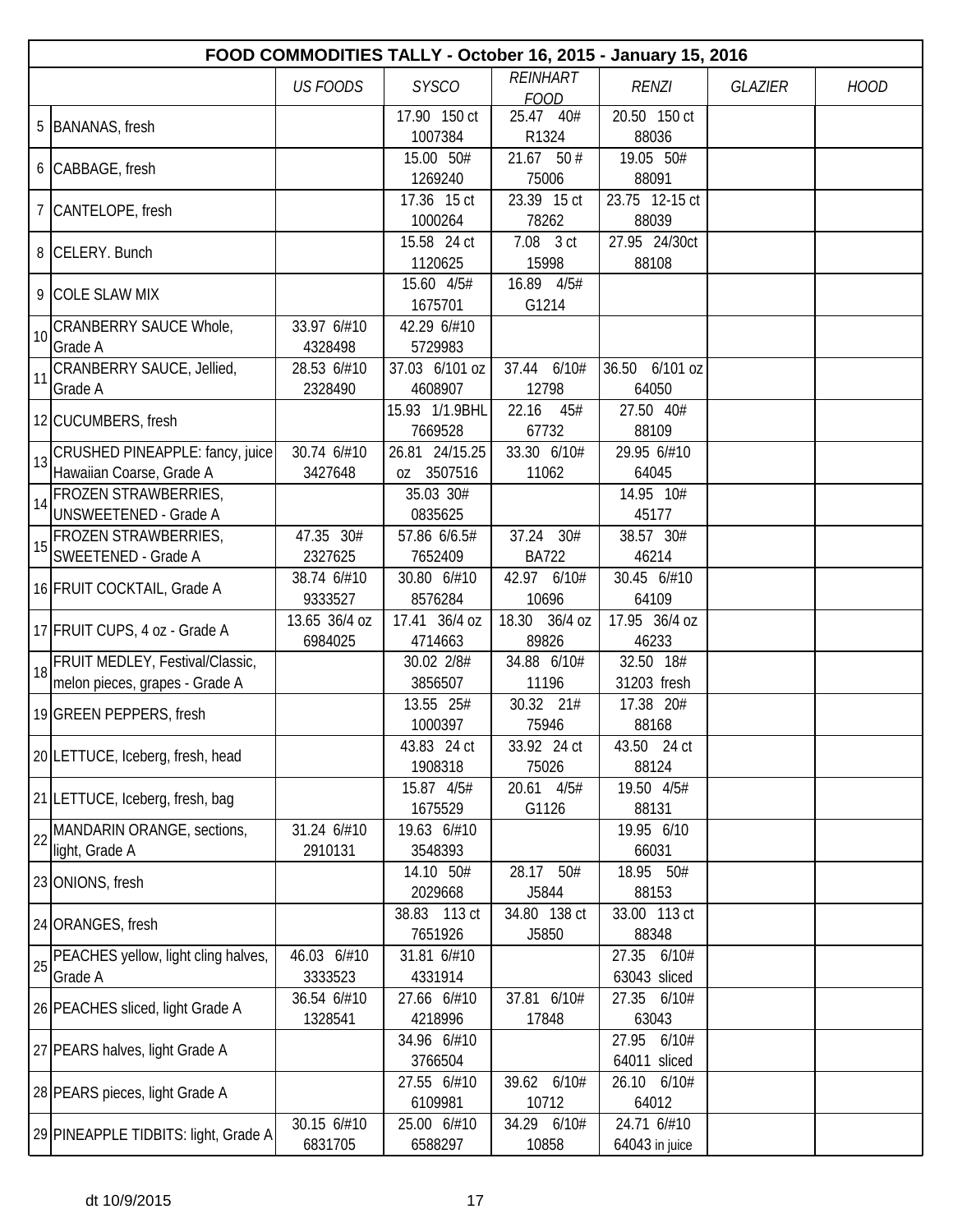| | FOOD COMMODITIES TALLY - October 16, 2015 - January 15, 2016 | | | | | | |
|---|---|---|---|---|---|---|---|
| | | *US FOODS* | *SYSCO* | *REINHART FOOD* | *RENZI* | *GLAZIER* | *HOOD* |
| 5 | BANANAS, fresh | | 17.90 150 ct 1007384 | 25.47 40# R1324 | 20.50 150 ct 88036 | | |
| 6 | CABBAGE, fresh | | 15.00 50# 1269240 | 21.67 50 # 75006 | 19.05 50# 88091 | | |
| 7 | CANTELOPE, fresh | | 17.36 15 ct 1000264 | 23.39 15 ct 78262 | 23.75 12-15 ct 88039 | | |
| 8 | CELERY. Bunch | | 15.58 24 ct 1120625 | 7.08 3 ct 15998 | 27.95 24/30ct 88108 | | |
| 9 | COLE SLAW MIX | | 15.60 4/5# 1675701 | 16.89 4/5# G1214 | | | |
| 10 | CRANBERRY SAUCE Whole, Grade A | 33.97 6/#10 4328498 | 42.29 6/#10 5729983 | | | | |
| 11 | CRANBERRY SAUCE, Jellied, Grade A | 28.53 6/#10 2328490 | 37.03 6/101 oz 4608907 | 37.44 6/10# 12798 | 36.50 6/101 oz 64050 | | |
| 12 | CUCUMBERS, fresh | | 15.93 1/1.9BHL 7669528 | 22.16 45# 67732 | 27.50 40# 88109 | | |
| 13 | CRUSHED PINEAPPLE: fancy, juice Hawaiian Coarse, Grade A | 30.74 6/#10 3427648 | 26.81 24/15.25 oz 3507516 | 33.30 6/10# 11062 | 29.95 6/#10 64045 | | |
| 14 | FROZEN STRAWBERRIES, UNSWEETENED - Grade A | | 35.03 30# 0835625 | | 14.95 10# 45177 | | |
| 15 | FROZEN STRAWBERRIES, SWEETENED - Grade A | 47.35 30# 2327625 | 57.86 6/6.5# 7652409 | 37.24 30# BA722 | 38.57 30# 46214 | | |
| 16 | FRUIT COCKTAIL, Grade A | 38.74 6/#10 9333527 | 30.80 6/#10 8576284 | 42.97 6/10# 10696 | 30.45 6/#10 64109 | | |
| 17 | FRUIT CUPS, 4 oz - Grade A | 13.65 36/4 oz 6984025 | 17.41 36/4 oz 4714663 | 18.30 36/4 oz 89826 | 17.95 36/4 oz 46233 | | |
| 18 | FRUIT MEDLEY, Festival/Classic, melon pieces, grapes - Grade A | | 30.02 2/8# 3856507 | 34.88 6/10# 11196 | 32.50 18# 31203 fresh | | |
| 19 | GREEN PEPPERS, fresh | | 13.55 25# 1000397 | 30.32 21# 75946 | 17.38 20# 88168 | | |
| 20 | LETTUCE, Iceberg, fresh, head | | 43.83 24 ct 1908318 | 33.92 24 ct 75026 | 43.50 24 ct 88124 | | |
| 21 | LETTUCE, Iceberg, fresh, bag | | 15.87 4/5# 1675529 | 20.61 4/5# G1126 | 19.50 4/5# 88131 | | |
| 22 | MANDARIN ORANGE, sections, light, Grade A | 31.24 6/#10 2910131 | 19.63 6/#10 3548393 | | 19.95 6/10 66031 | | |
| 23 | ONIONS, fresh | | 14.10 50# 2029668 | 28.17 50# J5844 | 18.95 50# 88153 | | |
| 24 | ORANGES, fresh | | 38.83 113 ct 7651926 | 34.80 138 ct J5850 | 33.00 113 ct 88348 | | |
| 25 | PEACHES yellow, light cling halves, Grade A | 46.03 6/#10 3333523 | 31.81 6/#10 4331914 | | 27.35 6/10# 63043 sliced | | |
| 26 | PEACHES sliced, light Grade A | 36.54 6/#10 1328541 | 27.66 6/#10 4218996 | 37.81 6/10# 17848 | 27.35 6/10# 63043 | | |
| 27 | PEARS halves, light Grade A | | 34.96 6/#10 3766504 | | 27.95 6/10# 64011 sliced | | |
| 28 | PEARS pieces, light Grade A | | 27.55 6/#10 6109981 | 39.62 6/10# 10712 | 26.10 6/10# 64012 | | |
| 29 | PINEAPPLE TIDBITS: light, Grade A | 30.15 6/#10 6831705 | 25.00 6/#10 6588297 | 34.29 6/10# 10858 | 24.71 6/#10 64043 in juice | | |

dt 10/9/2015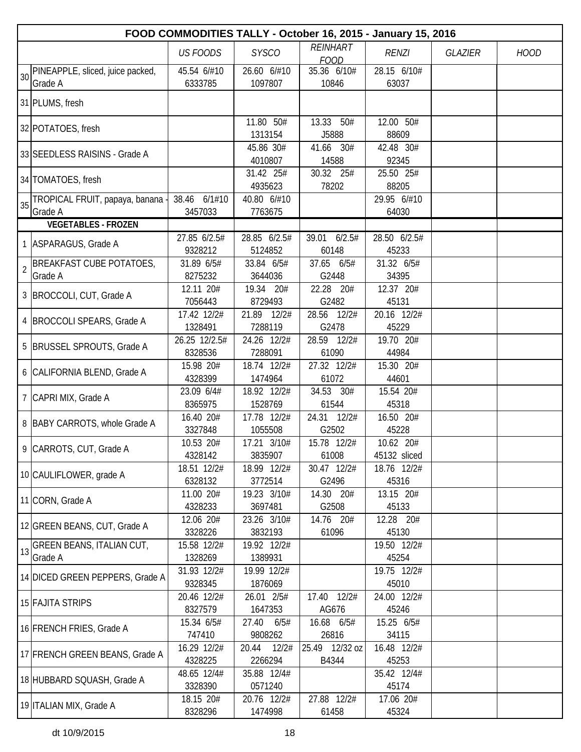| FOOD COMMODITIES TALLY - October 16, 2015 - January 15, 2016 | | | | | | | | |
|---|---|---|---|---|---|---|---|---|
| | | *US FOODS* | *SYSCO* | *REINHART FOOD* | *RENZI* | *GLAZIER* | *HOOD* |
| 30 | PINEAPPLE, sliced, juice packed, Grade A | 45.54 6/#10 6333785 | 26.60 6/#10 1097807 | 35.36 6/10# 10846 | 28.15 6/10# 63037 | | |
| 31 | PLUMS, fresh | | | | | | |
| 32 | POTATOES, fresh | | 11.80 50# 1313154 | 13.33 50# J5888 | 12.00 50# 88609 | | |
| 33 | SEEDLESS RAISINS - Grade A | | 45.86 30# 4010807 | 41.66 30# 14588 | 42.48 30# 92345 | | |
| 34 | TOMATOES, fresh | | 31.42 25# 4935623 | 30.32 25# 78202 | 25.50 25# 88205 | | |
| 35 | TROPICAL FRUIT, papaya, banana - Grade A | 38.46 6/1#10 3457033 | 40.80 6/#10 7763675 | | 29.95 6/#10 64030 | | |
| | **VEGETABLES - FROZEN** | | | | | | |
| 1 | ASPARAGUS, Grade A | 27.85 6/2.5# 9328212 | 28.85 6/2.5# 5124852 | 39.01 6/2.5# 60148 | 28.50 6/2.5# 45233 | | |
| 2 | BREAKFAST CUBE POTATOES, Grade A | 31.89 6/5# 8275232 | 33.84 6/5# 3644036 | 37.65 6/5# G2448 | 31.32 6/5# 34395 | | |
| 3 | BROCCOLI, CUT, Grade A | 12.11 20# 7056443 | 19.34 20# 8729493 | 22.28 20# G2482 | 12.37 20# 45131 | | |
| 4 | BROCCOLI SPEARS, Grade A | 17.42 12/2# 1328491 | 21.89 12/2# 7288119 | 28.56 12/2# G2478 | 20.16 12/2# 45229 | | |
| 5 | BRUSSEL SPROUTS, Grade A | 26.25 12/2.5# 8328536 | 24.26 12/2# 7288091 | 28.59 12/2# 61090 | 19.70 20# 44984 | | |
| 6 | CALIFORNIA BLEND, Grade A | 15.98 20# 4328399 | 18.74 12/2# 1474964 | 27.32 12/2# 61072 | 15.30 20# 44601 | | |
| 7 | CAPRI MIX, Grade A | 23.09 6/4# 8365975 | 18.92 12/2# 1528769 | 34.53 30# 61544 | 15.54 20# 45318 | | |
| 8 | BABY CARROTS, whole Grade A | 16.40 20# 3327848 | 17.78 12/2# 1055508 | 24.31 12/2# G2502 | 16.50 20# 45228 | | |
| 9 | CARROTS, CUT, Grade A | 10.53 20# 4328142 | 17.21 3/10# 3835907 | 15.78 12/2# 61008 | 10.62 20# 45132 sliced | | |
| 10 | CAULIFLOWER, grade A | 18.51 12/2# 6328132 | 18.99 12/2# 3772514 | 30.47 12/2# G2496 | 18.76 12/2# 45316 | | |
| 11 | CORN, Grade A | 11.00 20# 4328233 | 19.23 3/10# 3697481 | 14.30 20# G2508 | 13.15 20# 45133 | | |
| 12 | GREEN BEANS, CUT, Grade A | 12.06 20# 3328226 | 23.26 3/10# 3832193 | 14.76 20# 61096 | 12.28 20# 45130 | | |
| 13 | GREEN BEANS, ITALIAN CUT, Grade A | 15.58 12/2# 1328269 | 19.92 12/2# 1389931 | | 19.50 12/2# 45254 | | |
| 14 | DICED GREEN PEPPERS, Grade A | 31.93 12/2# 9328345 | 19.99 12/2# 1876069 | | 19.75 12/2# 45010 | | |
| 15 | FAJITA STRIPS | 20.46 12/2# 8327579 | 26.01 2/5# 1647353 | 17.40 12/2# AG676 | 24.00 12/2# 45246 | | |
| 16 | FRENCH FRIES, Grade A | 15.34 6/5# 747410 | 27.40 6/5# 9808262 | 16.68 6/5# 26816 | 15.25 6/5# 34115 | | |
| 17 | FRENCH GREEN BEANS, Grade A | 16.29 12/2# 4328225 | 20.44 12/2# 2266294 | 25.49 12/32 oz B4344 | 16.48 12/2# 45253 | | |
| 18 | HUBBARD SQUASH, Grade A | 48.65 12/4# 3328390 | 35.88 12/4# 0571240 | | 35.42 12/4# 45174 | | |
| 19 | ITALIAN MIX, Grade A | 18.15 20# 8328296 | 20.76 12/2# 1474998 | 27.88 12/2# 61458 | 17.06 20# 45324 | | |

dt 10/9/2015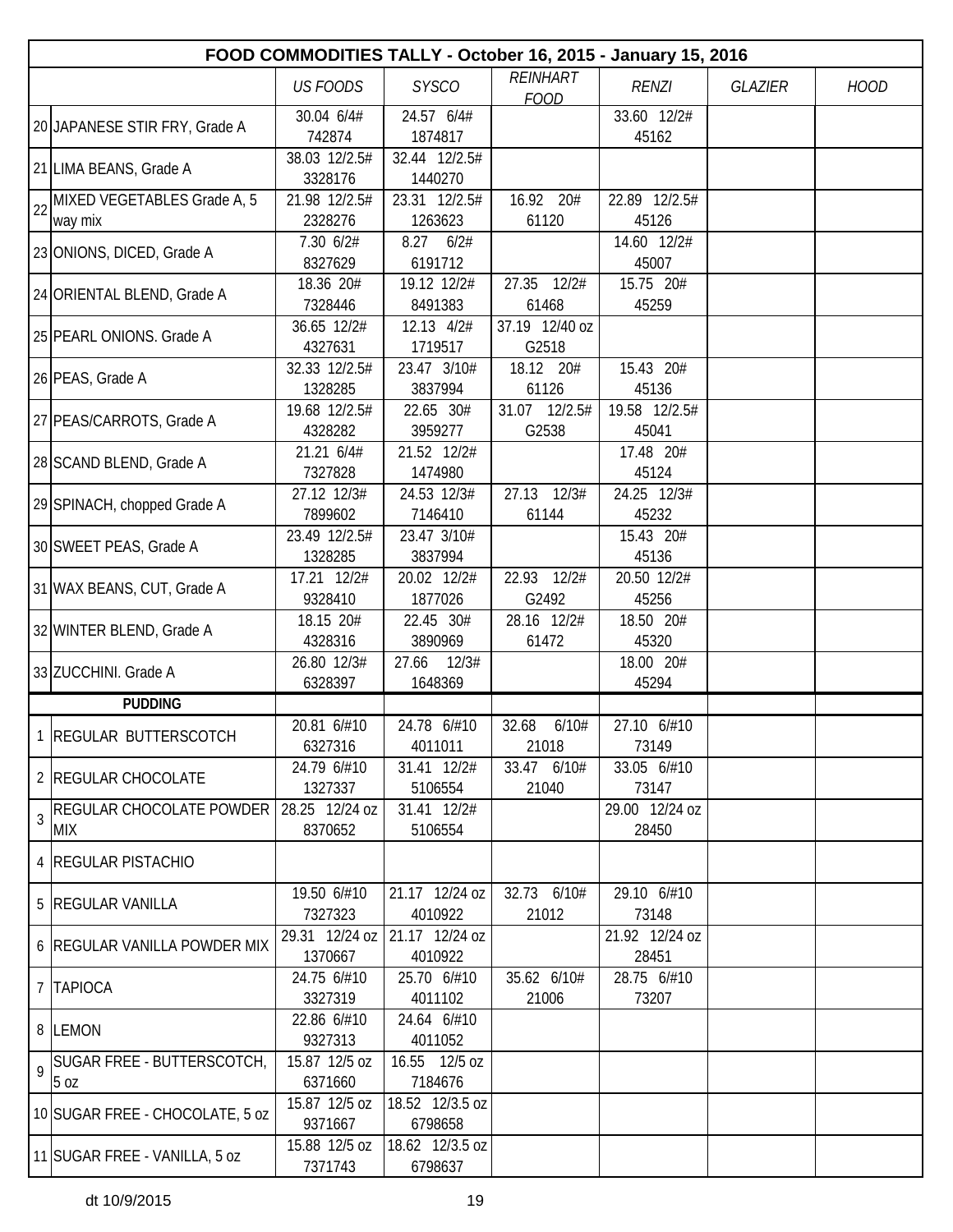| FOOD COMMODITIES TALLY - October 16, 2015 - January 15, 2016 | | | | | | | |
|---|---|---|---|---|---|---|---|
| | | *US FOODS* | *SYSCO* | *REINHART FOOD* | *RENZI* | *GLAZIER* | *HOOD* |
| 20 | JAPANESE STIR FRY, Grade A | 30.04 6/4# 742874 | 24.57 6/4# 1874817 | | 33.60 12/2# 45162 | | |
| 21 | LIMA BEANS, Grade A | 38.03 12/2.5# 3328176 | 32.44 12/2.5# 1440270 | | | | |
| 22 | MIXED VEGETABLES Grade A, 5 way mix | 21.98 12/2.5# 2328276 | 23.31 12/2.5# 1263623 | 16.92 20# 61120 | 22.89 12/2.5# 45126 | | |
| 23 | ONIONS, DICED, Grade A | 7.30 6/2# 8327629 | 8.27 6/2# 6191712 | | 14.60 12/2# 45007 | | |
| 24 | ORIENTAL BLEND, Grade A | 18.36 20# 7328446 | 19.12 12/2# 8491383 | 27.35 12/2# 61468 | 15.75 20# 45259 | | |
| 25 | PEARL ONIONS. Grade A | 36.65 12/2# 4327631 | 12.13 4/2# 1719517 | 37.19 12/40 oz G2518 | | | |
| 26 | PEAS, Grade A | 32.33 12/2.5# 1328285 | 23.47 3/10# 3837994 | 18.12 20# 61126 | 15.43 20# 45136 | | |
| 27 | PEAS/CARROTS, Grade A | 19.68 12/2.5# 4328282 | 22.65 30# 3959277 | 31.07 12/2.5# G2538 | 19.58 12/2.5# 45041 | | |
| 28 | SCAND BLEND, Grade A | 21.21 6/4# 7327828 | 21.52 12/2# 1474980 | | 17.48 20# 45124 | | |
| 29 | SPINACH, chopped Grade A | 27.12 12/3# 7899602 | 24.53 12/3# 7146410 | 27.13 12/3# 61144 | 24.25 12/3# 45232 | | |
| 30 | SWEET PEAS, Grade A | 23.49 12/2.5# 1328285 | 23.47 3/10# 3837994 | | 15.43 20# 45136 | | |
| 31 | WAX BEANS, CUT, Grade A | 17.21 12/2# 9328410 | 20.02 12/2# 1877026 | 22.93 12/2# G2492 | 20.50 12/2# 45256 | | |
| 32 | WINTER BLEND, Grade A | 18.15 20# 4328316 | 22.45 30# 3890969 | 28.16 12/2# 61472 | 18.50 20# 45320 | | |
| 33 | ZUCCHINI. Grade A | 26.80 12/3# 6328397 | 27.66 12/3# 1648369 | | 18.00 20# 45294 | | |
| | **PUDDING** | | | | | | |
| 1 | REGULAR BUTTERSCOTCH | 20.81 6/#10 6327316 | 24.78 6/#10 4011011 | 32.68 6/10# 21018 | 27.10 6/#10 73149 | | |
| 2 | REGULAR CHOCOLATE | 24.79 6/#10 1327337 | 31.41 12/2# 5106554 | 33.47 6/10# 21040 | 33.05 6/#10 73147 | | |
| 3 | REGULAR CHOCOLATE POWDER MIX | 28.25 12/24 oz 8370652 | 31.41 12/2# 5106554 | | 29.00 12/24 oz 28450 | | |
| 4 | REGULAR PISTACHIO | | | | | | |
| 5 | REGULAR VANILLA | 19.50 6/#10 7327323 | 21.17 12/24 oz 4010922 | 32.73 6/10# 21012 | 29.10 6/#10 73148 | | |
| 6 | REGULAR VANILLA POWDER MIX | 29.31 12/24 oz 1370667 | 21.17 12/24 oz 4010922 | | 21.92 12/24 oz 28451 | | |
| 7 | TAPIOCA | 24.75 6/#10 3327319 | 25.70 6/#10 4011102 | 35.62 6/10# 21006 | 28.75 6/#10 73207 | | |
| 8 | LEMON | 22.86 6/#10 9327313 | 24.64 6/#10 4011052 | | | | |
| 9 | SUGAR FREE - BUTTERSCOTCH, 5 oz | 15.87 12/5 oz 6371660 | 16.55 12/5 oz 7184676 | | | | |
| 10 | SUGAR FREE - CHOCOLATE, 5 oz | 15.87 12/5 oz 9371667 | 18.52 12/3.5 oz 6798658 | | | | |
| 11 | SUGAR FREE - VANILLA, 5 oz | 15.88 12/5 oz 7371743 | 18.62 12/3.5 oz 6798637 | | | | |

dt 10/9/2015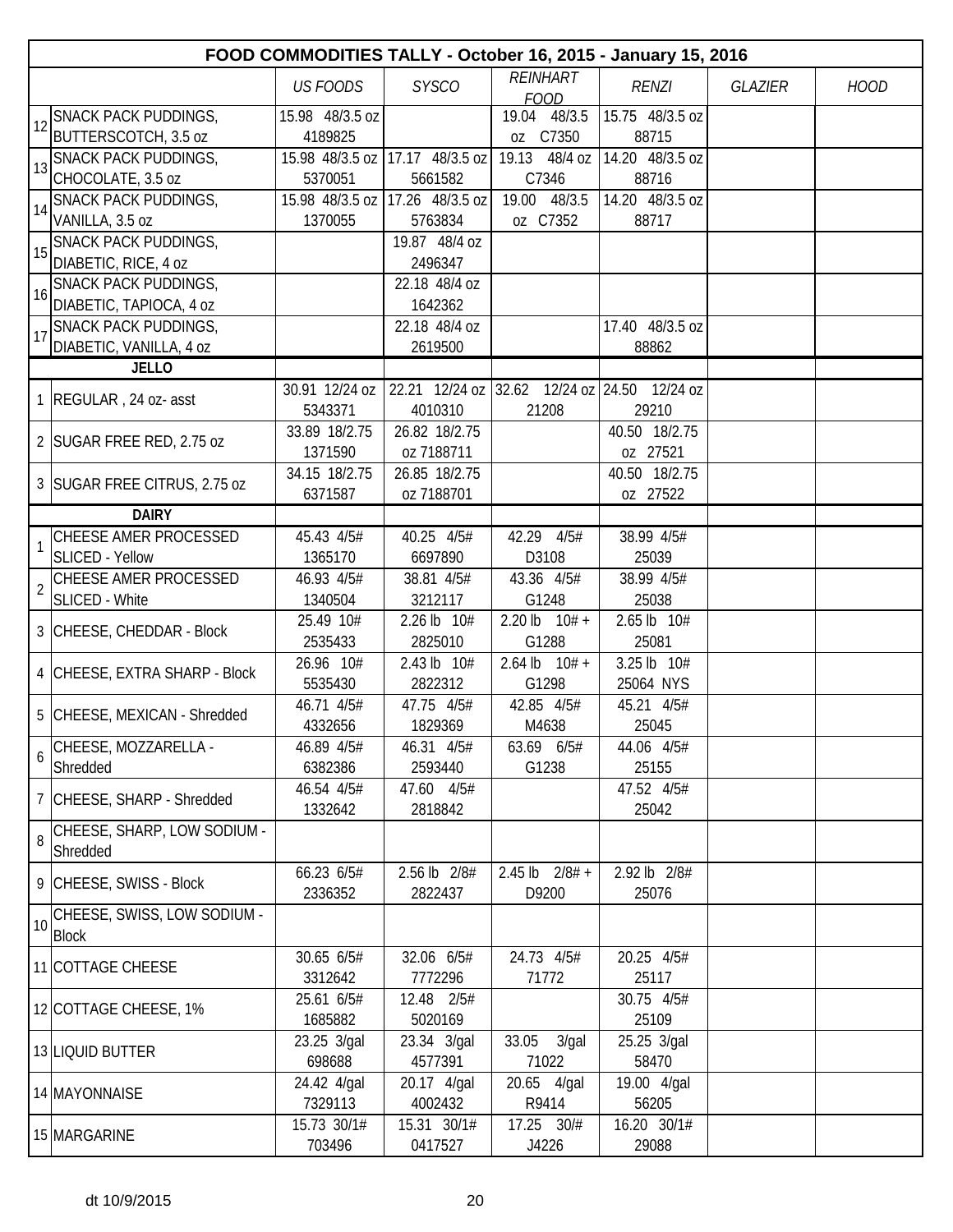| | FOOD COMMODITIES TALLY - October 16, 2015 - January 15, 2016 | | | | | | |
|---|---|---|---|---|---|---|---|
| | | *US FOODS* | *SYSCO* | *REINHART FOOD* | *RENZI* | *GLAZIER* | *HOOD* |
| 12 | SNACK PACK PUDDINGS, BUTTERSCOTCH, 3.5 oz | 15.98 48/3.5 oz 4189825 | | 19.04 48/3.5 oz C7350 | 15.75 48/3.5 oz 88715 | | |
| 13 | SNACK PACK PUDDINGS, CHOCOLATE, 3.5 oz | 15.98 48/3.5 oz 5370051 | 17.17 48/3.5 oz 5661582 | 19.13 48/4 oz C7346 | 14.20 48/3.5 oz 88716 | | |
| 14 | SNACK PACK PUDDINGS, VANILLA, 3.5 oz | 15.98 48/3.5 oz 1370055 | 17.26 48/3.5 oz 5763834 | 19.00 48/3.5 oz C7352 | 14.20 48/3.5 oz 88717 | | |
| 15 | SNACK PACK PUDDINGS, DIABETIC, RICE, 4 oz | | 19.87 48/4 oz 2496347 | | | | |
| 16 | SNACK PACK PUDDINGS, DIABETIC, TAPIOCA, 4 oz | | 22.18 48/4 oz 1642362 | | | | |
| 17 | SNACK PACK PUDDINGS, DIABETIC, VANILLA, 4 oz | | 22.18 48/4 oz 2619500 | | 17.40 48/3.5 oz 88862 | | |
| | **JELLO** | | | | | | |
| 1 | REGULAR , 24 oz- asst | 30.91 12/24 oz 5343371 | 22.21 12/24 oz 4010310 | 32.62 12/24 oz 21208 | 24.50 12/24 oz 29210 | | |
| 2 | SUGAR FREE RED, 2.75 oz | 33.89 18/2.75 1371590 | 26.82 18/2.75 oz 7188711 | | 40.50 18/2.75 oz 27521 | | |
| 3 | SUGAR FREE CITRUS, 2.75 oz | 34.15 18/2.75 6371587 | 26.85 18/2.75 oz 7188701 | | 40.50 18/2.75 oz 27522 | | |
| | **DAIRY** | | | | | | |
| 1 | CHEESE AMER PROCESSED SLICED - Yellow | 45.43 4/5# 1365170 | 40.25 4/5# 6697890 | 42.29 4/5# D3108 | 38.99 4/5# 25039 | | |
| 2 | CHEESE AMER PROCESSED SLICED - White | 46.93 4/5# 1340504 | 38.81 4/5# 3212117 | 43.36 4/5# G1248 | 38.99 4/5# 25038 | | |
| 3 | CHEESE, CHEDDAR - Block | 25.49 10# 2535433 | 2.26 lb 10# 2825010 | 2.20 lb 10# + G1288 | 2.65 lb 10# 25081 | | |
| 4 | CHEESE, EXTRA SHARP - Block | 26.96 10# 5535430 | 2.43 lb 10# 2822312 | 2.64 lb 10# + G1298 | 3.25 lb 10# 25064 NYS | | |
| 5 | CHEESE, MEXICAN - Shredded | 46.71 4/5# 4332656 | 47.75 4/5# 1829369 | 42.85 4/5# M4638 | 45.21 4/5# 25045 | | |
| 6 | CHEESE, MOZZARELLA - Shredded | 46.89 4/5# 6382386 | 46.31 4/5# 2593440 | 63.69 6/5# G1238 | 44.06 4/5# 25155 | | |
| 7 | CHEESE, SHARP - Shredded | 46.54 4/5# 1332642 | 47.60 4/5# 2818842 | | 47.52 4/5# 25042 | | |
| 8 | CHEESE, SHARP, LOW SODIUM - Shredded | | | | | | |
| 9 | CHEESE, SWISS - Block | 66.23 6/5# 2336352 | 2.56 lb 2/8# 2822437 | 2.45 lb 2/8# + D9200 | 2.92 lb 2/8# 25076 | | |
| 10 | CHEESE, SWISS, LOW SODIUM - Block | | | | | | |
| 11 | COTTAGE CHEESE | 30.65 6/5# 3312642 | 32.06 6/5# 7772296 | 24.73 4/5# 71772 | 20.25 4/5# 25117 | | |
| 12 | COTTAGE CHEESE, 1% | 25.61 6/5# 1685882 | 12.48 2/5# 5020169 | | 30.75 4/5# 25109 | | |
| 13 | LIQUID BUTTER | 23.25 3/gal 698688 | 23.34 3/gal 4577391 | 33.05 3/gal 71022 | 25.25 3/gal 58470 | | |
| 14 | MAYONNAISE | 24.42 4/gal 7329113 | 20.17 4/gal 4002432 | 20.65 4/gal R9414 | 19.00 4/gal 56205 | | |
| 15 | MARGARINE | 15.73 30/1# 703496 | 15.31 30/1# 0417527 | 17.25 30/# J4226 | 16.20 30/1# 29088 | | |

dt 10/9/2015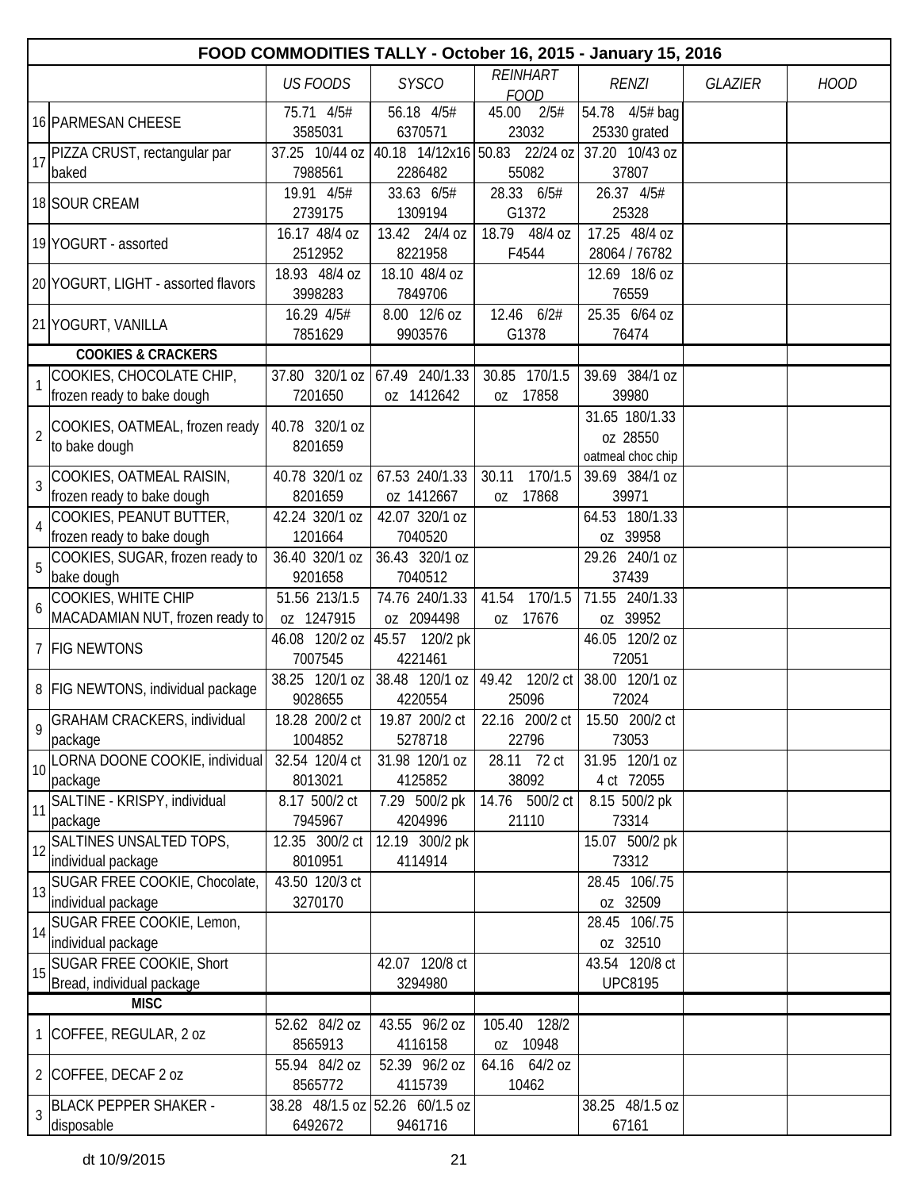# FOOD COMMODITIES TALLY - October 16, 2015 - January 15, 2016

| # | Item | US FOODS | SYSCO | REINHART FOOD | RENZI | GLAZIER | HOOD |
|---|---|---|---|---|---|---|---|
| 16 | PARMESAN CHEESE | 75.71 4/5# 3585031 | 56.18 4/5# 6370571 | 45.00 2/5# 23032 | 54.78 4/5# bag 25330 grated | | |
| 17 | PIZZA CRUST, rectangular par baked | 37.25 10/44 oz 7988561 | 40.18 14/12x16 2286482 | 50.83 22/24 oz 55082 | 37.20 10/43 oz 37807 | | |
| 18 | SOUR CREAM | 19.91 4/5# 2739175 | 33.63 6/5# 1309194 | 28.33 6/5# G1372 | 26.37 4/5# 25328 | | |
| 19 | YOGURT - assorted | 16.17 48/4 oz 2512952 | 13.42 24/4 oz 8221958 | 18.79 48/4 oz F4544 | 17.25 48/4 oz 28064 / 76782 | | |
| 20 | YOGURT, LIGHT - assorted flavors | 18.93 48/4 oz 3998283 | 18.10 48/4 oz 7849706 | | 12.69 18/6 oz 76559 | | |
| 21 | YOGURT, VANILLA | 16.29 4/5# 7851629 | 8.00 12/6 oz 9903576 | 12.46 6/2# G1378 | 25.35 6/64 oz 76474 | | |
| | **COOKIES & CRACKERS** | | | | | | |
| 1 | COOKIES, CHOCOLATE CHIP, frozen ready to bake dough | 37.80 320/1 oz 7201650 | 67.49 240/1.33 oz 1412642 | 30.85 170/1.5 oz 17858 | 39.69 384/1 oz 39980 | | |
| 2 | COOKIES, OATMEAL, frozen ready to bake dough | 40.78 320/1 oz 8201659 | | | 31.65 180/1.33 oz 28550 oatmeal choc chip | | |
| 3 | COOKIES, OATMEAL RAISIN, frozen ready to bake dough | 40.78 320/1 oz 8201659 | 67.53 240/1.33 oz 1412667 | 30.11 170/1.5 oz 17868 | 39.69 384/1 oz 39971 | | |
| 4 | COOKIES, PEANUT BUTTER, frozen ready to bake dough | 42.24 320/1 oz 1201664 | 42.07 320/1 oz 7040520 | | 64.53 180/1.33 oz 39958 | | |
| 5 | COOKIES, SUGAR, frozen ready to bake dough | 36.40 320/1 oz 9201658 | 36.43 320/1 oz 7040512 | | 29.26 240/1 oz 37439 | | |
| 6 | COOKIES, WHITE CHIP MACADAMIAN NUT, frozen ready to | 51.56 213/1.5 oz 1247915 | 74.76 240/1.33 oz 2094498 | 41.54 170/1.5 oz 17676 | 71.55 240/1.33 oz 39952 | | |
| 7 | FIG NEWTONS | 46.08 120/2 oz 7007545 | 45.57 120/2 pk 4221461 | | 46.05 120/2 oz 72051 | | |
| 8 | FIG NEWTONS, individual package | 38.25 120/1 oz 9028655 | 38.48 120/1 oz 4220554 | 49.42 120/2 ct 25096 | 38.00 120/1 oz 72024 | | |
| 9 | GRAHAM CRACKERS, individual package | 18.28 200/2 ct 1004852 | 19.87 200/2 ct 5278718 | 22.16 200/2 ct 22796 | 15.50 200/2 ct 73053 | | |
| 10 | LORNA DOONE COOKIE, individual package | 32.54 120/4 ct 8013021 | 31.98 120/1 oz 4125852 | 28.11 72 ct 38092 | 31.95 120/1 oz 4 ct 72055 | | |
| 11 | SALTINE - KRISPY, individual package | 8.17 500/2 ct 7945967 | 7.29 500/2 pk 4204996 | 14.76 500/2 ct 21110 | 8.15 500/2 pk 73314 | | |
| 12 | SALTINES UNSALTED TOPS, individual package | 12.35 300/2 ct 8010951 | 12.19 300/2 pk 4114914 | | 15.07 500/2 pk 73312 | | |
| 13 | SUGAR FREE COOKIE, Chocolate, individual package | 43.50 120/3 ct 3270170 | | | 28.45 106/.75 oz 32509 | | |
| 14 | SUGAR FREE COOKIE, Lemon, individual package | | | | 28.45 106/.75 oz 32510 | | |
| 15 | SUGAR FREE COOKIE, Short Bread, individual package | | 42.07 120/8 ct 3294980 | | 43.54 120/8 ct UPC8195 | | |
| | **MISC** | | | | | | |
| 1 | COFFEE, REGULAR, 2 oz | 52.62 84/2 oz 8565913 | 43.55 96/2 oz 4116158 | 105.40 128/2 oz 10948 | | | |
| 2 | COFFEE, DECAF 2 oz | 55.94 84/2 oz 8565772 | 52.39 96/2 oz 4115739 | 64.16 64/2 oz 10462 | | | |
| 3 | BLACK PEPPER SHAKER - disposable | 38.28 48/1.5 oz 6492672 | 52.26 60/1.5 oz 9461716 | | 38.25 48/1.5 oz 67161 | | |

dt 10/9/2015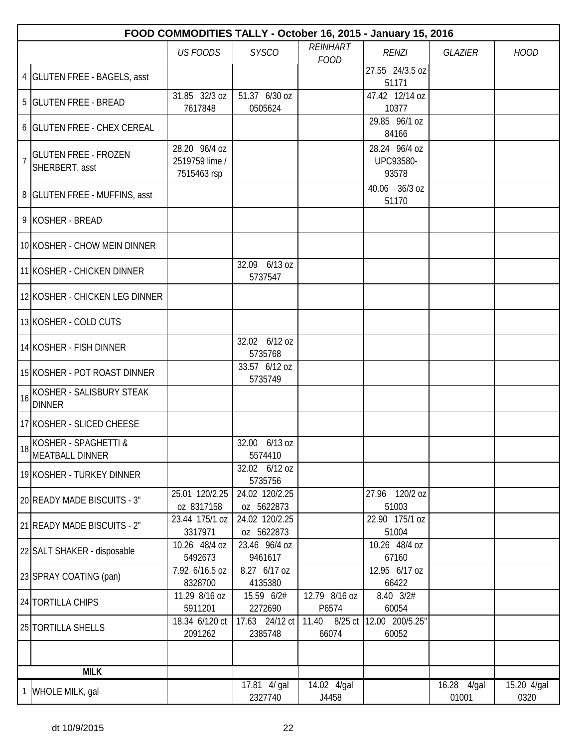| FOOD COMMODITIES TALLY - October 16, 2015 - January 15, 2016 | | | | | | | | |
|---|---|---|---|---|---|---|---|---|
| | | *US FOODS* | *SYSCO* | *REINHART FOOD* | *RENZI* | *GLAZIER* | *HOOD* |
| 4 | GLUTEN FREE - BAGELS, asst | | | | 27.55 24/3.5 oz 51171 | | |
| 5 | GLUTEN FREE - BREAD | 31.85 32/3 oz 7617848 | 51.37 6/30 oz 0505624 | | 47.42 12/14 oz 10377 | | |
| 6 | GLUTEN FREE - CHEX CEREAL | | | | 29.85 96/1 oz 84166 | | |
| 7 | GLUTEN FREE - FROZEN SHERBERT, asst | 28.20 96/4 oz 2519759 lime / 7515463 rsp | | | 28.24 96/4 oz UPC93580-93578 | | |
| 8 | GLUTEN FREE - MUFFINS, asst | | | | 40.06 36/3 oz 51170 | | |
| 9 | KOSHER - BREAD | | | | | | |
| 10 | KOSHER - CHOW MEIN DINNER | | | | | | |
| 11 | KOSHER - CHICKEN DINNER | | 32.09 6/13 oz 5737547 | | | | |
| 12 | KOSHER - CHICKEN LEG DINNER | | | | | | |
| 13 | KOSHER - COLD CUTS | | | | | | |
| 14 | KOSHER - FISH DINNER | | 32.02 6/12 oz 5735768 | | | | |
| 15 | KOSHER - POT ROAST DINNER | | 33.57 6/12 oz 5735749 | | | | |
| 16 | KOSHER - SALISBURY STEAK DINNER | | | | | | |
| 17 | KOSHER - SLICED CHEESE | | | | | | |
| 18 | KOSHER - SPAGHETTI & MEATBALL DINNER | | 32.00 6/13 oz 5574410 | | | | |
| 19 | KOSHER - TURKEY DINNER | | 32.02 6/12 oz 5735756 | | | | |
| 20 | READY MADE BISCUITS - 3" | 25.01 120/2.25 oz 8317158 | 24.02 120/2.25 oz 5622873 | | 27.96 120/2 oz 51003 | | |
| 21 | READY MADE BISCUITS - 2" | 23.44 175/1 oz 3317971 | 24.02 120/2.25 oz 5622873 | | 22.90 175/1 oz 51004 | | |
| 22 | SALT SHAKER - disposable | 10.26 48/4 oz 5492673 | 23.46 96/4 oz 9461617 | | 10.26 48/4 oz 67160 | | |
| 23 | SPRAY COATING (pan) | 7.92 6/16.5 oz 8328700 | 8.27 6/17 oz 4135380 | | 12.95 6/17 oz 66422 | | |
| 24 | TORTILLA CHIPS | 11.29 8/16 oz 5911201 | 15.59 6/2# 2272690 | 12.79 8/16 oz P6574 | 8.40 3/2# 60054 | | |
| 25 | TORTILLA SHELLS | 18.34 6/120 ct 2091262 | 17.63 24/12 ct 2385748 | 11.40 8/25 ct 66074 | 12.00 200/5.25" 60052 | | |
| | | | | | | | |
| | **MILK** | | | | | | |
| 1 | WHOLE MILK, gal | | 17.81 4/ gal 2327740 | 14.02 4/gal J4458 | | 16.28 4/gal 01001 | 15.20 4/gal 0320 |

dt 10/9/2015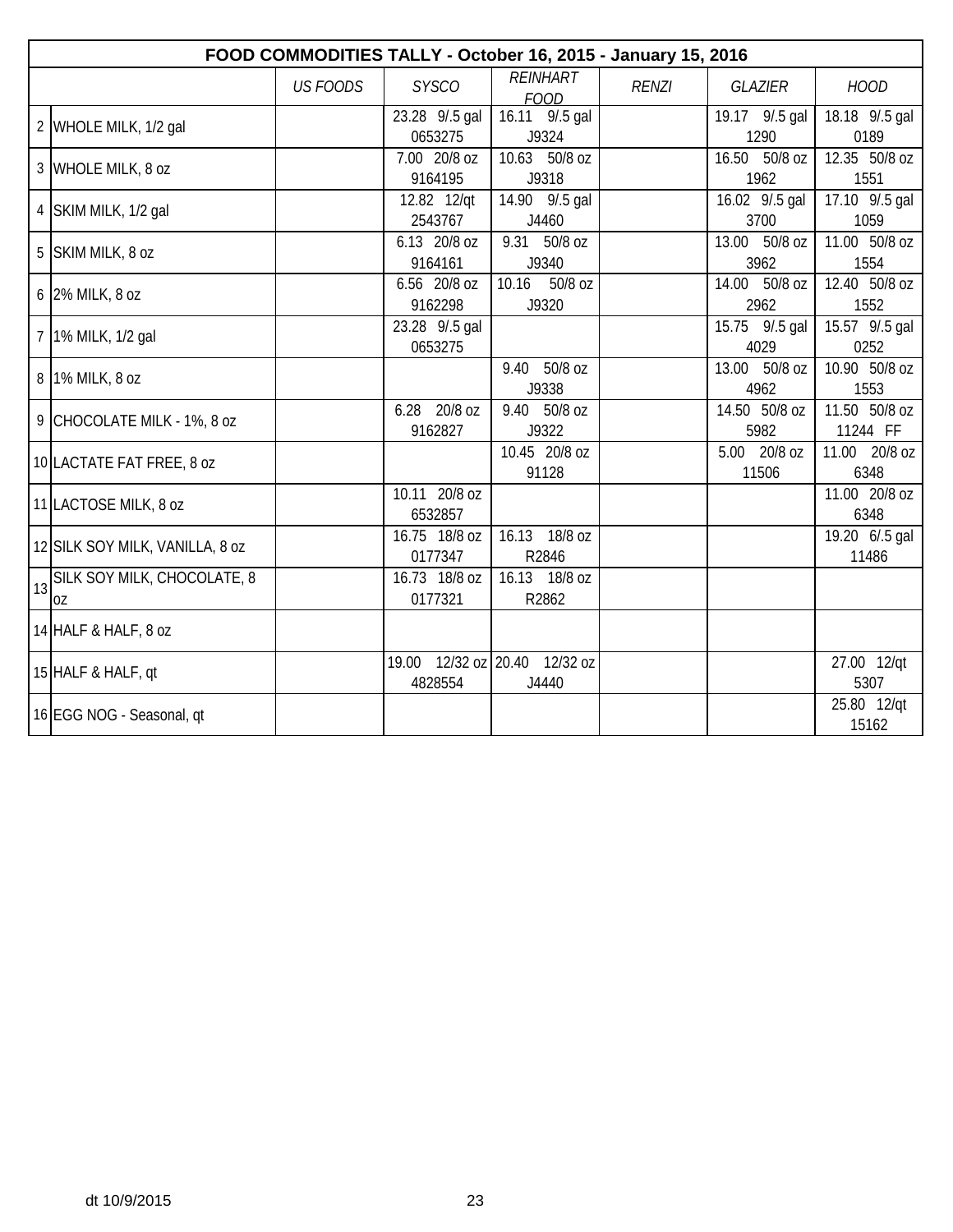| FOOD COMMODITIES TALLY - October 16, 2015 - January 15, 2016 | | | | | | | |
|---|---|---|---|---|---|---|---|
| | | *US FOODS* | *SYSCO* | *REINHART FOOD* | *RENZI* | *GLAZIER* | *HOOD* |
| 2 | WHOLE MILK, 1/2 gal | | 23.28 9/.5 gal 0653275 | 16.11 9/.5 gal J9324 | | 19.17 9/.5 gal 1290 | 18.18 9/.5 gal 0189 |
| 3 | WHOLE MILK, 8 oz | | 7.00 20/8 oz 9164195 | 10.63 50/8 oz J9318 | | 16.50 50/8 oz 1962 | 12.35 50/8 oz 1551 |
| 4 | SKIM MILK, 1/2 gal | | 12.82 12/qt 2543767 | 14.90 9/.5 gal J4460 | | 16.02 9/.5 gal 3700 | 17.10 9/.5 gal 1059 |
| 5 | SKIM MILK, 8 oz | | 6.13 20/8 oz 9164161 | 9.31 50/8 oz J9340 | | 13.00 50/8 oz 3962 | 11.00 50/8 oz 1554 |
| 6 | 2% MILK, 8 oz | | 6.56 20/8 oz 9162298 | 10.16 50/8 oz J9320 | | 14.00 50/8 oz 2962 | 12.40 50/8 oz 1552 |
| 7 | 1% MILK, 1/2 gal | | 23.28 9/.5 gal 0653275 | | | 15.75 9/.5 gal 4029 | 15.57 9/.5 gal 0252 |
| 8 | 1% MILK, 8 oz | | | 9.40 50/8 oz J9338 | | 13.00 50/8 oz 4962 | 10.90 50/8 oz 1553 |
| 9 | CHOCOLATE MILK - 1%, 8 oz | | 6.28 20/8 oz 9162827 | 9.40 50/8 oz J9322 | | 14.50 50/8 oz 5982 | 11.50 50/8 oz 11244 FF |
| 10 | LACTATE FAT FREE, 8 oz | | | 10.45 20/8 oz 91128 | | 5.00 20/8 oz 11506 | 11.00 20/8 oz 6348 |
| 11 | LACTOSE MILK, 8 oz | | 10.11 20/8 oz 6532857 | | | | 11.00 20/8 oz 6348 |
| 12 | SILK SOY MILK, VANILLA, 8 oz | | 16.75 18/8 oz 0177347 | 16.13 18/8 oz R2846 | | | 19.20 6/.5 gal 11486 |
| 13 | SILK SOY MILK, CHOCOLATE, 8 oz | | 16.73 18/8 oz 0177321 | 16.13 18/8 oz R2862 | | | |
| 14 | HALF & HALF, 8 oz | | | | | | |
| 15 | HALF & HALF, qt | | 19.00 12/32 oz 4828554 | 20.40 12/32 oz J4440 | | | 27.00 12/qt 5307 |
| 16 | EGG NOG - Seasonal, qt | | | | | | 25.80 12/qt 15162 |

dt 10/9/2015